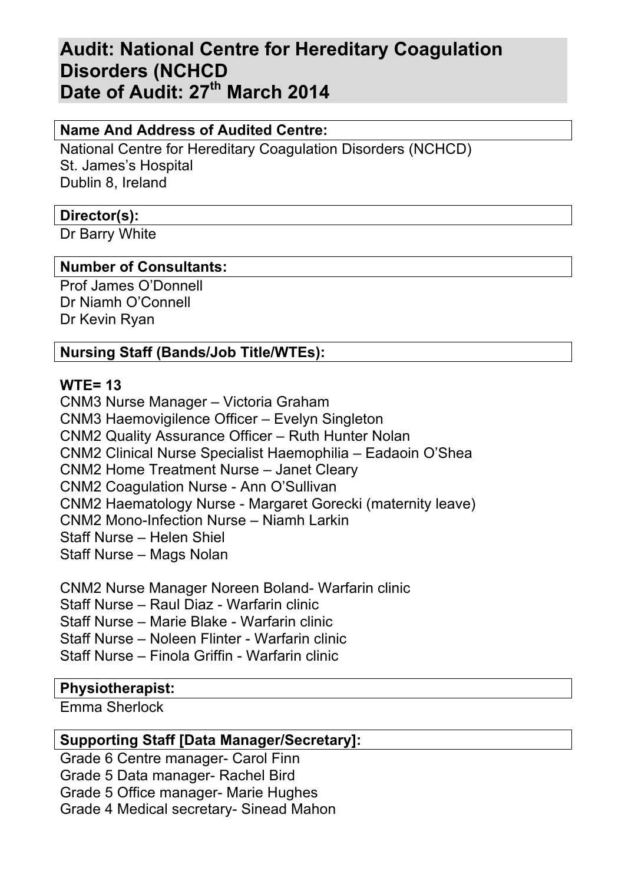# Audit: National Centre for Hereditary Coagulation Disorders (NCHCD
# Date of Audit: 27th March 2014

**Name And Address of Audited Centre:**

National Centre for Hereditary Coagulation Disorders (NCHCD)
St. James's Hospital
Dublin 8, Ireland

**Director(s):**

Dr Barry White

**Number of Consultants:**

Prof James O'Donnell
Dr Niamh O'Connell
Dr Kevin Ryan

**Nursing Staff (Bands/Job Title/WTEs):**

**WTE= 13**

CNM3 Nurse Manager – Victoria Graham
CNM3 Haemovigilence Officer – Evelyn Singleton
CNM2 Quality Assurance Officer – Ruth Hunter Nolan
CNM2 Clinical Nurse Specialist Haemophilia – Eadaoin O'Shea
CNM2 Home Treatment Nurse – Janet Cleary
CNM2 Coagulation Nurse - Ann O'Sullivan
CNM2 Haematology Nurse - Margaret Gorecki (maternity leave)
CNM2 Mono-Infection Nurse – Niamh Larkin
Staff Nurse – Helen Shiel
Staff Nurse – Mags Nolan

CNM2 Nurse Manager Noreen Boland- Warfarin clinic
Staff Nurse – Raul Diaz - Warfarin clinic
Staff Nurse – Marie Blake - Warfarin clinic
Staff Nurse – Noleen Flinter - Warfarin clinic
Staff Nurse – Finola Griffin - Warfarin clinic

**Physiotherapist:**

Emma Sherlock

**Supporting Staff [Data Manager/Secretary]:**

Grade 6 Centre manager- Carol Finn
Grade 5 Data manager- Rachel Bird
Grade 5 Office manager- Marie Hughes
Grade 4 Medical secretary- Sinead Mahon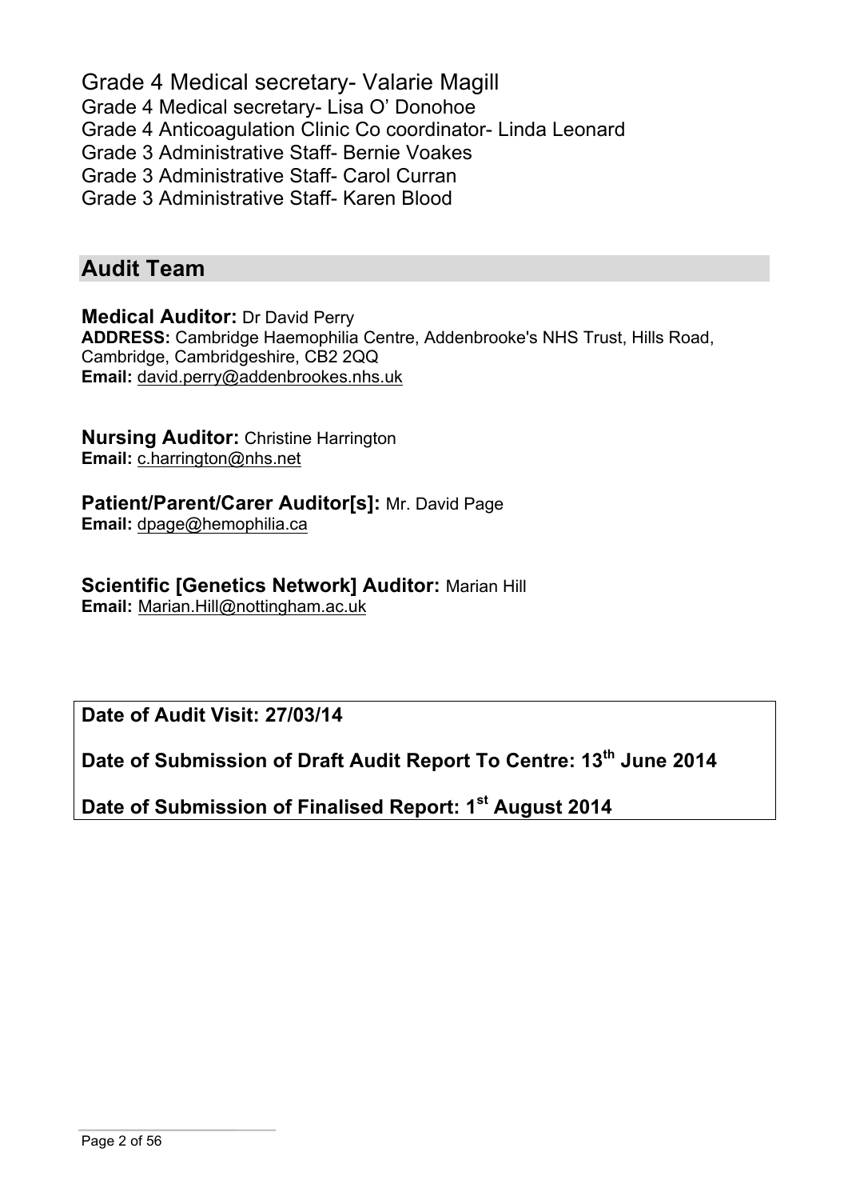Grade 4 Medical secretary- Valarie Magill
Grade 4 Medical secretary- Lisa O' Donohoe
Grade 4 Anticoagulation Clinic Co coordinator- Linda Leonard
Grade 3 Administrative Staff- Bernie Voakes
Grade 3 Administrative Staff- Carol Curran
Grade 3 Administrative Staff- Karen Blood

## Audit Team

**Medical Auditor:** Dr David Perry
**ADDRESS:** Cambridge Haemophilia Centre, Addenbrooke's NHS Trust, Hills Road, Cambridge, Cambridgeshire, CB2 2QQ
**Email:** david.perry@addenbrookes.nhs.uk

**Nursing Auditor:** Christine Harrington
**Email:** c.harrington@nhs.net

**Patient/Parent/Carer Auditor[s]:** Mr. David Page
**Email:** dpage@hemophilia.ca

**Scientific [Genetics Network] Auditor:** Marian Hill
**Email:** Marian.Hill@nottingham.ac.uk

**Date of Audit Visit: 27/03/14**

**Date of Submission of Draft Audit Report To Centre: 13th June 2014**

**Date of Submission of Finalised Report: 1st August 2014**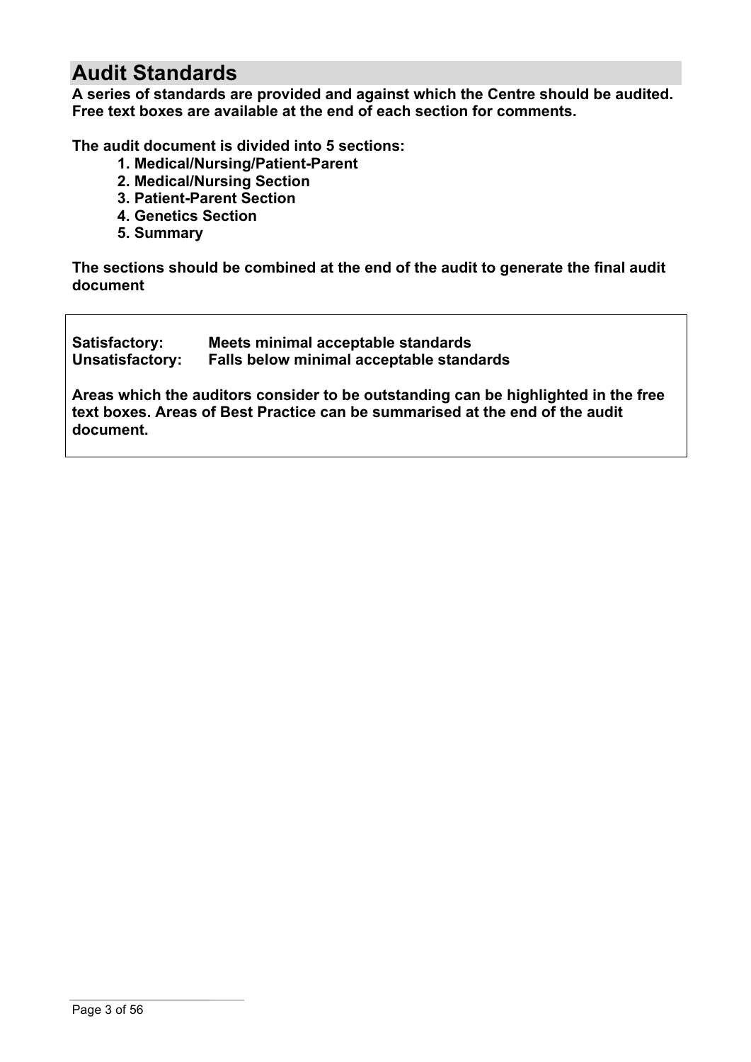## Audit Standards

**A series of standards are provided and against which the Centre should be audited. Free text boxes are available at the end of each section for comments.**

**The audit document is divided into 5 sections:**

1. **Medical/Nursing/Patient-Parent**
2. **Medical/Nursing Section**
3. **Patient-Parent Section**
4. **Genetics Section**
5. **Summary**

**The sections should be combined at the end of the audit to generate the final audit document**

**Satisfactory:** **Meets minimal acceptable standards**
**Unsatisfactory:** **Falls below minimal acceptable standards**

**Areas which the auditors consider to be outstanding can be highlighted in the free text boxes. Areas of Best Practice can be summarised at the end of the audit document.**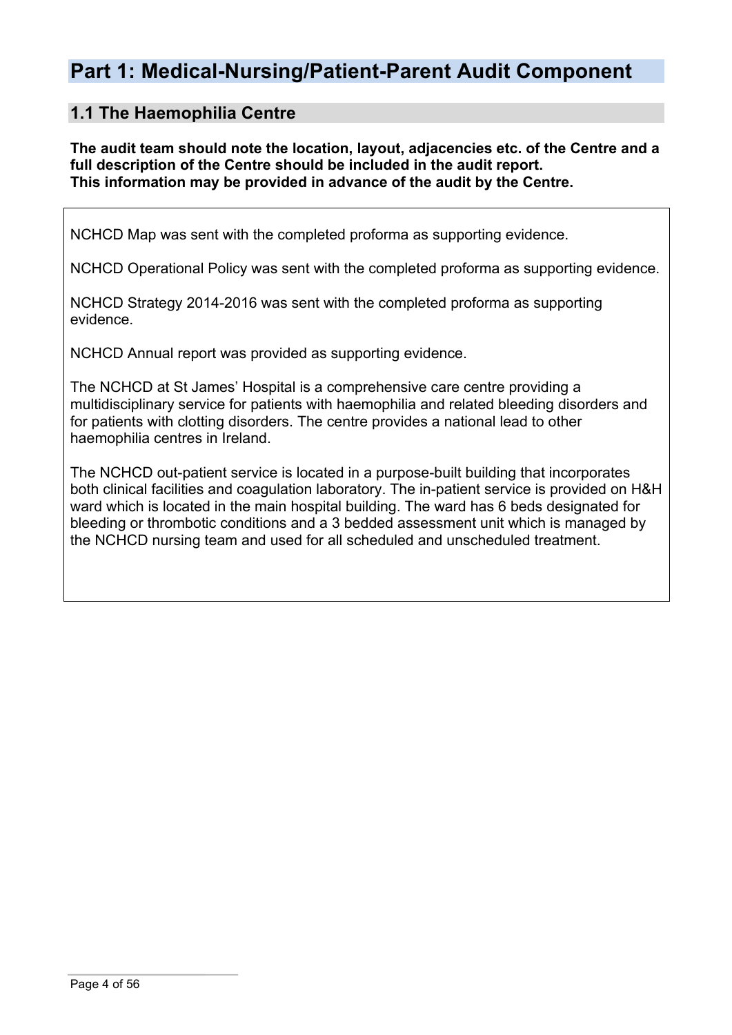# Part 1: Medical-Nursing/Patient-Parent Audit Component

## 1.1 The Haemophilia Centre

**The audit team should note the location, layout, adjacencies etc. of the Centre and a full description of the Centre should be included in the audit report.**
**This information may be provided in advance of the audit by the Centre.**

NCHCD Map was sent with the completed proforma as supporting evidence.

NCHCD Operational Policy was sent with the completed proforma as supporting evidence.

NCHCD Strategy 2014-2016 was sent with the completed proforma as supporting evidence.

NCHCD Annual report was provided as supporting evidence.

The NCHCD at St James' Hospital is a comprehensive care centre providing a multidisciplinary service for patients with haemophilia and related bleeding disorders and for patients with clotting disorders. The centre provides a national lead to other haemophilia centres in Ireland.

The NCHCD out-patient service is located in a purpose-built building that incorporates both clinical facilities and coagulation laboratory. The in-patient service is provided on H&H ward which is located in the main hospital building. The ward has 6 beds designated for bleeding or thrombotic conditions and a 3 bedded assessment unit which is managed by the NCHCD nursing team and used for all scheduled and unscheduled treatment.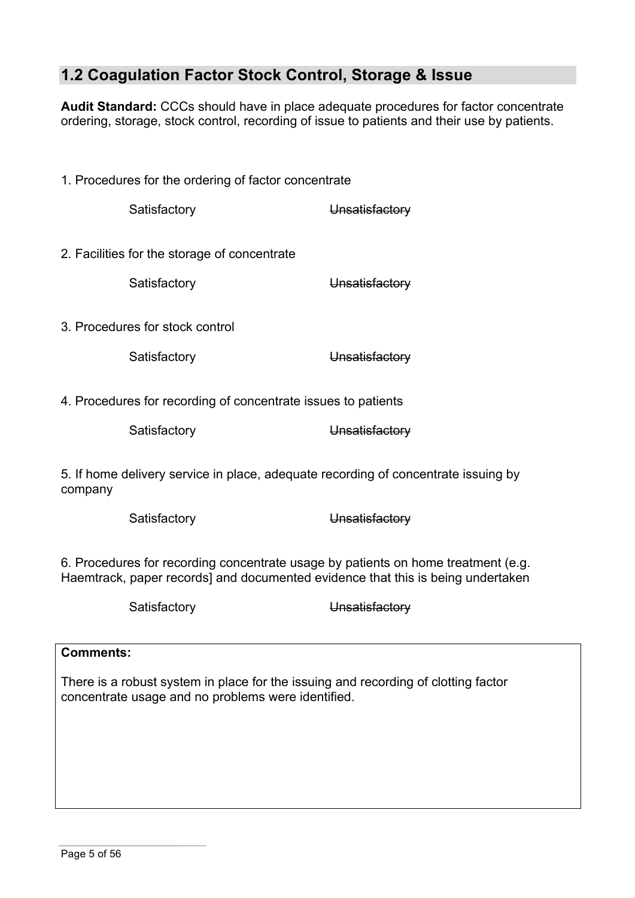## 1.2 Coagulation Factor Stock Control, Storage & Issue

**Audit Standard:** CCCs should have in place adequate procedures for factor concentrate ordering, storage, stock control, recording of issue to patients and their use by patients.

1. Procedures for the ordering of factor concentrate

    Satisfactory ~~Unsatisfactory~~

2. Facilities for the storage of concentrate

    Satisfactory ~~Unsatisfactory~~

3. Procedures for stock control

    Satisfactory ~~Unsatisfactory~~

4. Procedures for recording of concentrate issues to patients

    Satisfactory ~~Unsatisfactory~~

5. If home delivery service in place, adequate recording of concentrate issuing by company

    Satisfactory ~~Unsatisfactory~~

6. Procedures for recording concentrate usage by patients on home treatment (e.g. Haemtrack, paper records] and documented evidence that this is being undertaken

    Satisfactory ~~Unsatisfactory~~

**Comments:**

There is a robust system in place for the issuing and recording of clotting factor concentrate usage and no problems were identified.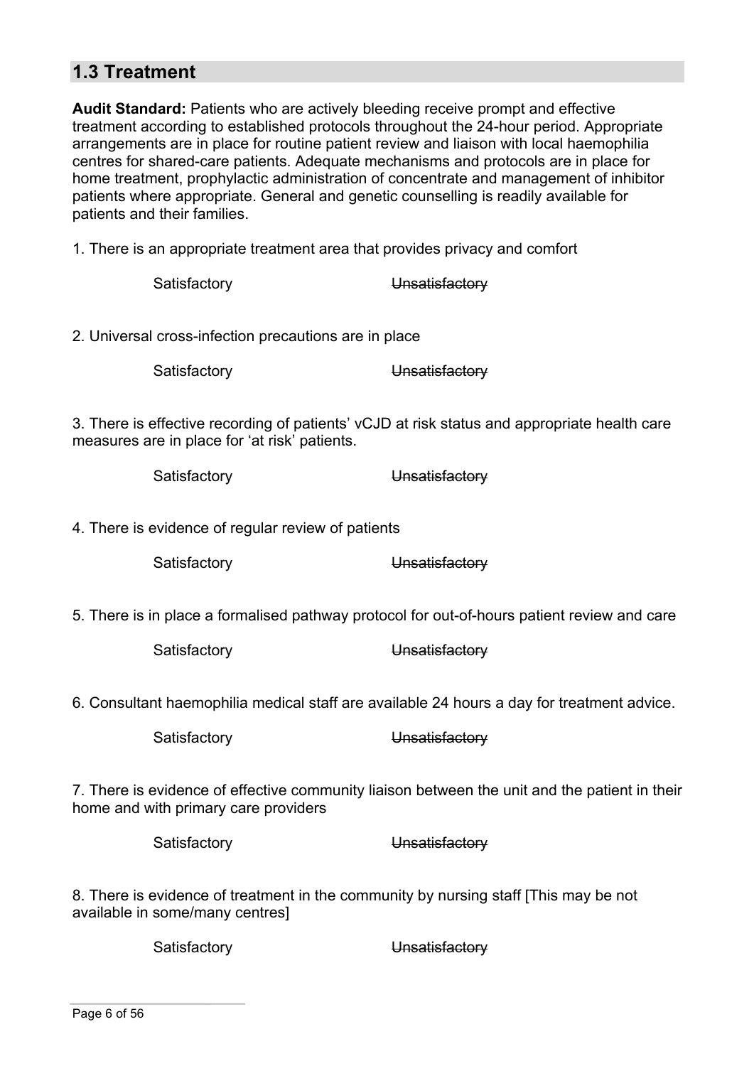## 1.3 Treatment

**Audit Standard:** Patients who are actively bleeding receive prompt and effective treatment according to established protocols throughout the 24-hour period. Appropriate arrangements are in place for routine patient review and liaison with local haemophilia centres for shared-care patients. Adequate mechanisms and protocols are in place for home treatment, prophylactic administration of concentrate and management of inhibitor patients where appropriate. General and genetic counselling is readily available for patients and their families.

1. There is an appropriate treatment area that provides privacy and comfort

Satisfactory ~~Unsatisfactory~~

2. Universal cross-infection precautions are in place

Satisfactory ~~Unsatisfactory~~

3. There is effective recording of patients' vCJD at risk status and appropriate health care measures are in place for 'at risk' patients.

Satisfactory ~~Unsatisfactory~~

4. There is evidence of regular review of patients

Satisfactory ~~Unsatisfactory~~

5. There is in place a formalised pathway protocol for out-of-hours patient review and care

Satisfactory ~~Unsatisfactory~~

6. Consultant haemophilia medical staff are available 24 hours a day for treatment advice.

Satisfactory ~~Unsatisfactory~~

7. There is evidence of effective community liaison between the unit and the patient in their home and with primary care providers

Satisfactory ~~Unsatisfactory~~

8. There is evidence of treatment in the community by nursing staff [This may be not available in some/many centres]

Satisfactory ~~Unsatisfactory~~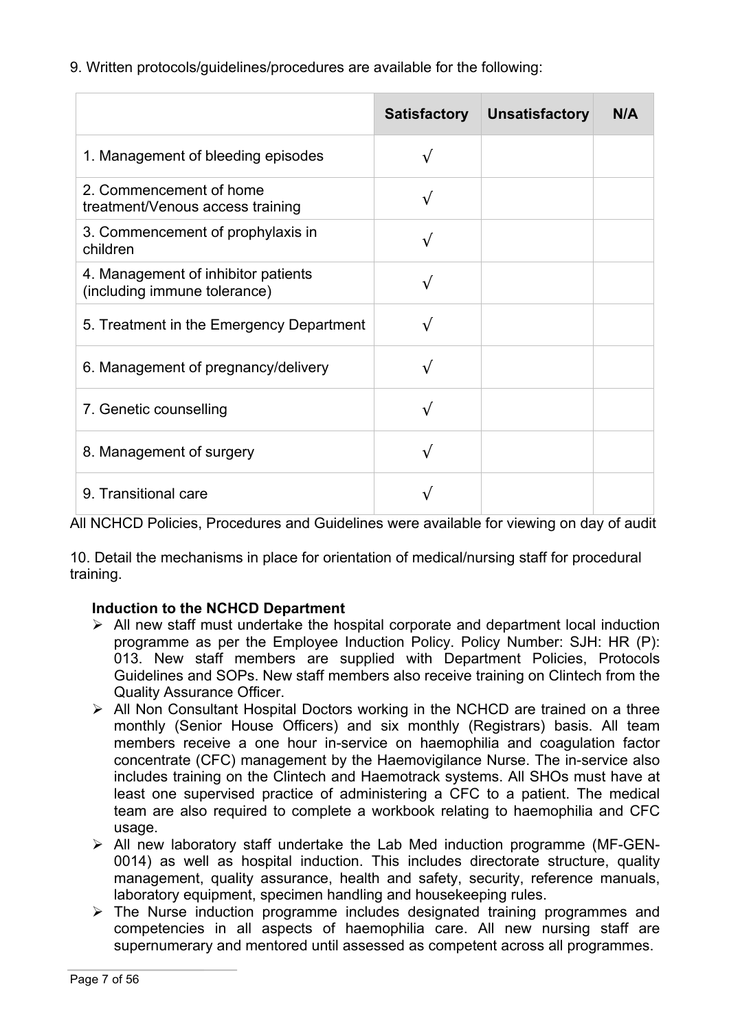9. Written protocols/guidelines/procedures are available for the following:

| | Satisfactory | Unsatisfactory | N/A |
|---|---|---|---|
| 1. Management of bleeding episodes | √ | | |
| 2. Commencement of home treatment/Venous access training | √ | | |
| 3. Commencement of prophylaxis in children | √ | | |
| 4. Management of inhibitor patients (including immune tolerance) | √ | | |
| 5. Treatment in the Emergency Department | √ | | |
| 6. Management of pregnancy/delivery | √ | | |
| 7. Genetic counselling | √ | | |
| 8. Management of surgery | √ | | |
| 9. Transitional care | √ | | |

All NCHCD Policies, Procedures and Guidelines were available for viewing on day of audit

10. Detail the mechanisms in place for orientation of medical/nursing staff for procedural training.

**Induction to the NCHCD Department**

- All new staff must undertake the hospital corporate and department local induction programme as per the Employee Induction Policy. Policy Number: SJH: HR (P): 013. New staff members are supplied with Department Policies, Protocols Guidelines and SOPs. New staff members also receive training on Clintech from the Quality Assurance Officer.
- All Non Consultant Hospital Doctors working in the NCHCD are trained on a three monthly (Senior House Officers) and six monthly (Registrars) basis. All team members receive a one hour in-service on haemophilia and coagulation factor concentrate (CFC) management by the Haemovigilance Nurse. The in-service also includes training on the Clintech and Haemotrack systems. All SHOs must have at least one supervised practice of administering a CFC to a patient. The medical team are also required to complete a workbook relating to haemophilia and CFC usage.
- All new laboratory staff undertake the Lab Med induction programme (MF-GEN-0014) as well as hospital induction. This includes directorate structure, quality management, quality assurance, health and safety, security, reference manuals, laboratory equipment, specimen handling and housekeeping rules.
- The Nurse induction programme includes designated training programmes and competencies in all aspects of haemophilia care. All new nursing staff are supernumerary and mentored until assessed as competent across all programmes.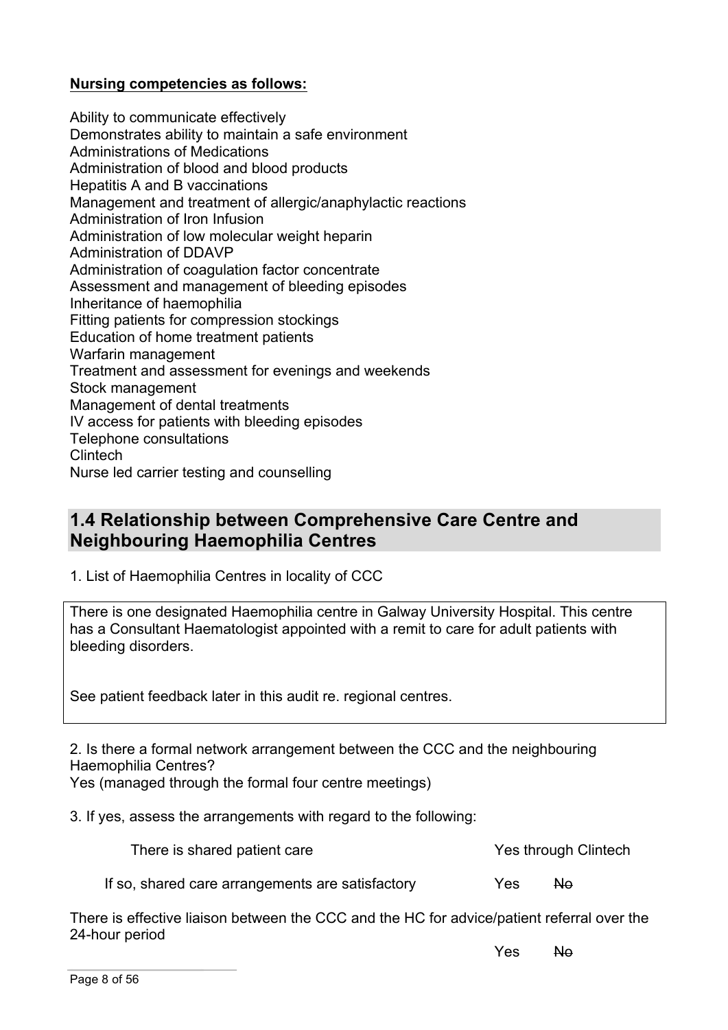**Nursing competencies as follows:**

Ability to communicate effectively
Demonstrates ability to maintain a safe environment
Administrations of Medications
Administration of blood and blood products
Hepatitis A and B vaccinations
Management and treatment of allergic/anaphylactic reactions
Administration of Iron Infusion
Administration of low molecular weight heparin
Administration of DDAVP
Administration of coagulation factor concentrate
Assessment and management of bleeding episodes
Inheritance of haemophilia
Fitting patients for compression stockings
Education of home treatment patients
Warfarin management
Treatment and assessment for evenings and weekends
Stock management
Management of dental treatments
IV access for patients with bleeding episodes
Telephone consultations
Clintech
Nurse led carrier testing and counselling

## 1.4 Relationship between Comprehensive Care Centre and Neighbouring Haemophilia Centres

1. List of Haemophilia Centres in locality of CCC

There is one designated Haemophilia centre in Galway University Hospital. This centre has a Consultant Haematologist appointed with a remit to care for adult patients with bleeding disorders.

See patient feedback later in this audit re. regional centres.

2. Is there a formal network arrangement between the CCC and the neighbouring Haemophilia Centres?
Yes (managed through the formal four centre meetings)

3. If yes, assess the arrangements with regard to the following:

| | |
|---|---|
| There is shared patient care | Yes through Clintech |
| If so, shared care arrangements are satisfactory | Yes ~~No~~ |

There is effective liaison between the CCC and the HC for advice/patient referral over the 24-hour period

Yes ~~No~~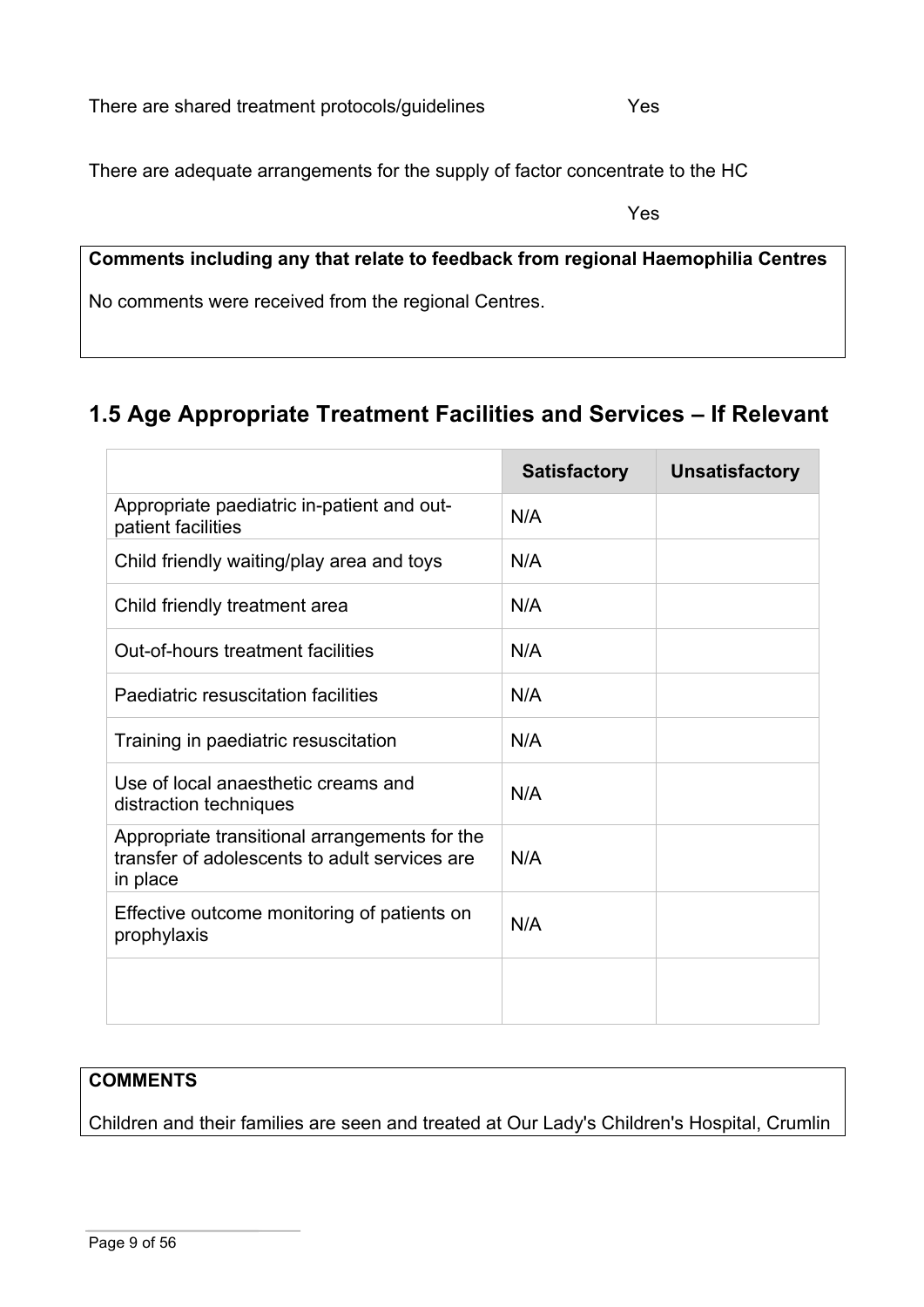There are shared treatment protocols/guidelines Yes

There are adequate arrangements for the supply of factor concentrate to the HC

Yes

**Comments including any that relate to feedback from regional Haemophilia Centres**

No comments were received from the regional Centres.

## 1.5 Age Appropriate Treatment Facilities and Services – If Relevant

| | Satisfactory | Unsatisfactory |
|---|---|---|
| Appropriate paediatric in-patient and out-patient facilities | N/A | |
| Child friendly waiting/play area and toys | N/A | |
| Child friendly treatment area | N/A | |
| Out-of-hours treatment facilities | N/A | |
| Paediatric resuscitation facilities | N/A | |
| Training in paediatric resuscitation | N/A | |
| Use of local anaesthetic creams and distraction techniques | N/A | |
| Appropriate transitional arrangements for the transfer of adolescents to adult services are in place | N/A | |
| Effective outcome monitoring of patients on prophylaxis | N/A | |
| | | |

**COMMENTS**

Children and their families are seen and treated at Our Lady's Children's Hospital, Crumlin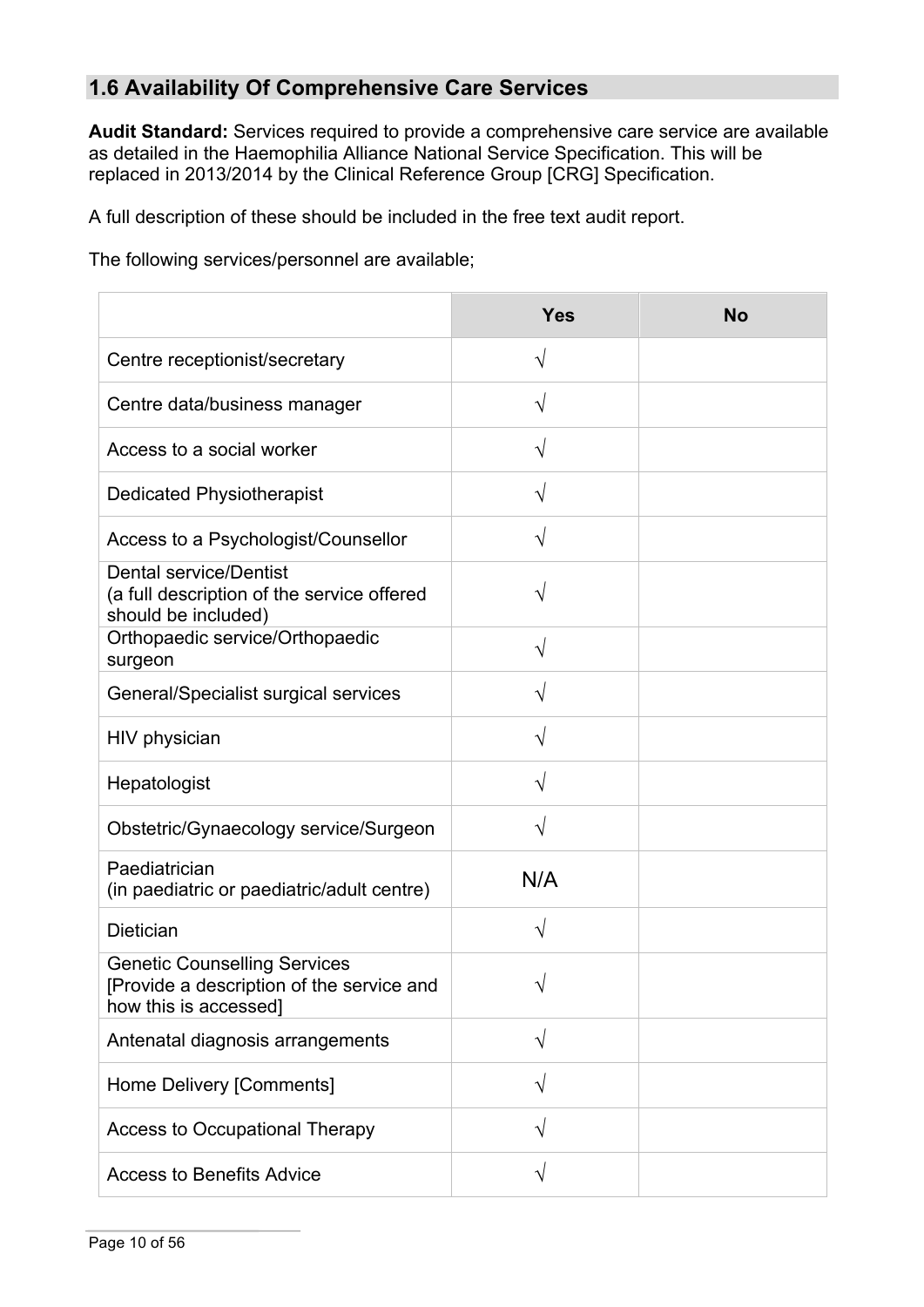## 1.6 Availability Of Comprehensive Care Services

**Audit Standard:** Services required to provide a comprehensive care service are available as detailed in the Haemophilia Alliance National Service Specification. This will be replaced in 2013/2014 by the Clinical Reference Group [CRG] Specification.

A full description of these should be included in the free text audit report.

The following services/personnel are available;

| | Yes | No |
|---|---|---|
| Centre receptionist/secretary | √ | |
| Centre data/business manager | √ | |
| Access to a social worker | √ | |
| Dedicated Physiotherapist | √ | |
| Access to a Psychologist/Counsellor | √ | |
| Dental service/Dentist (a full description of the service offered should be included) | √ | |
| Orthopaedic service/Orthopaedic surgeon | √ | |
| General/Specialist surgical services | √ | |
| HIV physician | √ | |
| Hepatologist | √ | |
| Obstetric/Gynaecology service/Surgeon | √ | |
| Paediatrician (in paediatric or paediatric/adult centre) | N/A | |
| Dietician | √ | |
| Genetic Counselling Services [Provide a description of the service and how this is accessed] | √ | |
| Antenatal diagnosis arrangements | √ | |
| Home Delivery [Comments] | √ | |
| Access to Occupational Therapy | √ | |
| Access to Benefits Advice | √ | |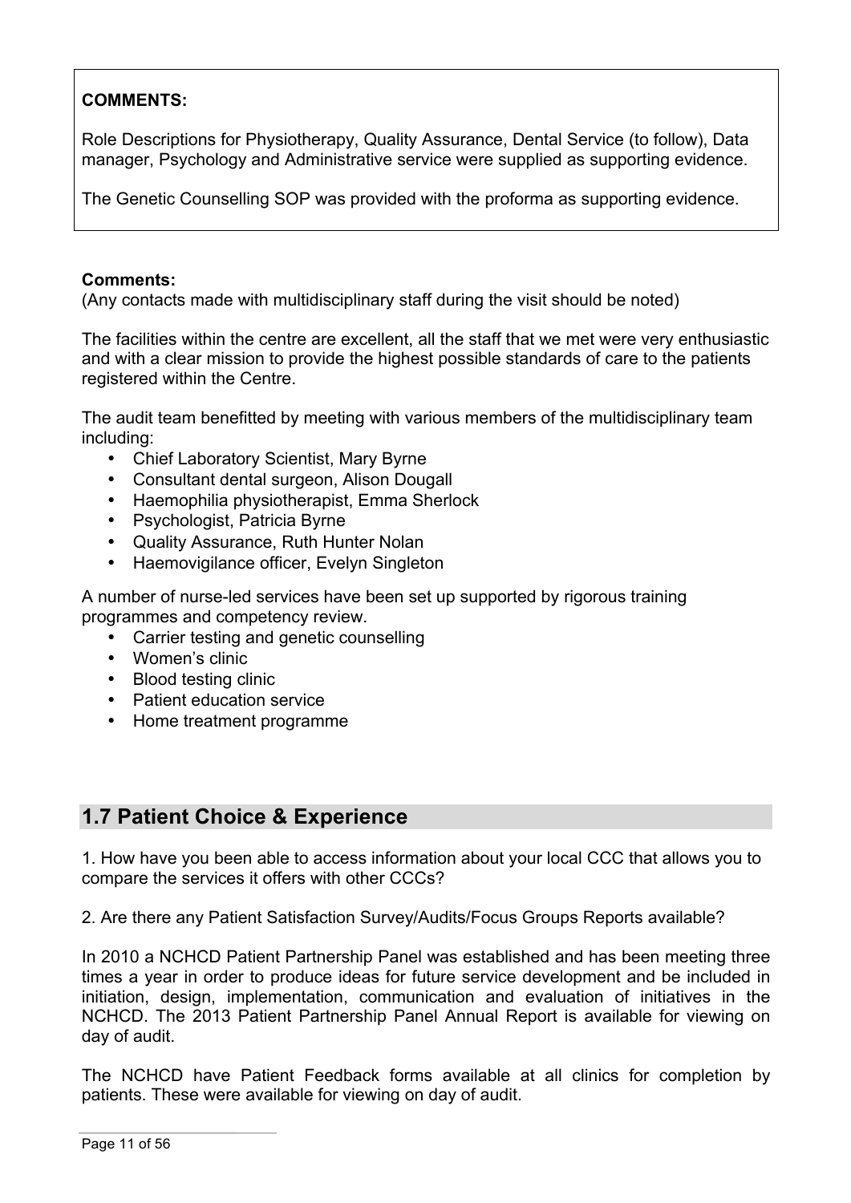**COMMENTS:**

Role Descriptions for Physiotherapy, Quality Assurance, Dental Service (to follow), Data manager, Psychology and Administrative service were supplied as supporting evidence.

The Genetic Counselling SOP was provided with the proforma as supporting evidence.

**Comments:**
(Any contacts made with multidisciplinary staff during the visit should be noted)

The facilities within the centre are excellent, all the staff that we met were very enthusiastic and with a clear mission to provide the highest possible standards of care to the patients registered within the Centre.

The audit team benefitted by meeting with various members of the multidisciplinary team including:

- Chief Laboratory Scientist, Mary Byrne
- Consultant dental surgeon, Alison Dougall
- Haemophilia physiotherapist, Emma Sherlock
- Psychologist, Patricia Byrne
- Quality Assurance, Ruth Hunter Nolan
- Haemovigilance officer, Evelyn Singleton

A number of nurse-led services have been set up supported by rigorous training programmes and competency review.

- Carrier testing and genetic counselling
- Women's clinic
- Blood testing clinic
- Patient education service
- Home treatment programme

## 1.7 Patient Choice & Experience

1. How have you been able to access information about your local CCC that allows you to compare the services it offers with other CCCs?

2. Are there any Patient Satisfaction Survey/Audits/Focus Groups Reports available?

In 2010 a NCHCD Patient Partnership Panel was established and has been meeting three times a year in order to produce ideas for future service development and be included in initiation, design, implementation, communication and evaluation of initiatives in the NCHCD. The 2013 Patient Partnership Panel Annual Report is available for viewing on day of audit.

The NCHCD have Patient Feedback forms available at all clinics for completion by patients. These were available for viewing on day of audit.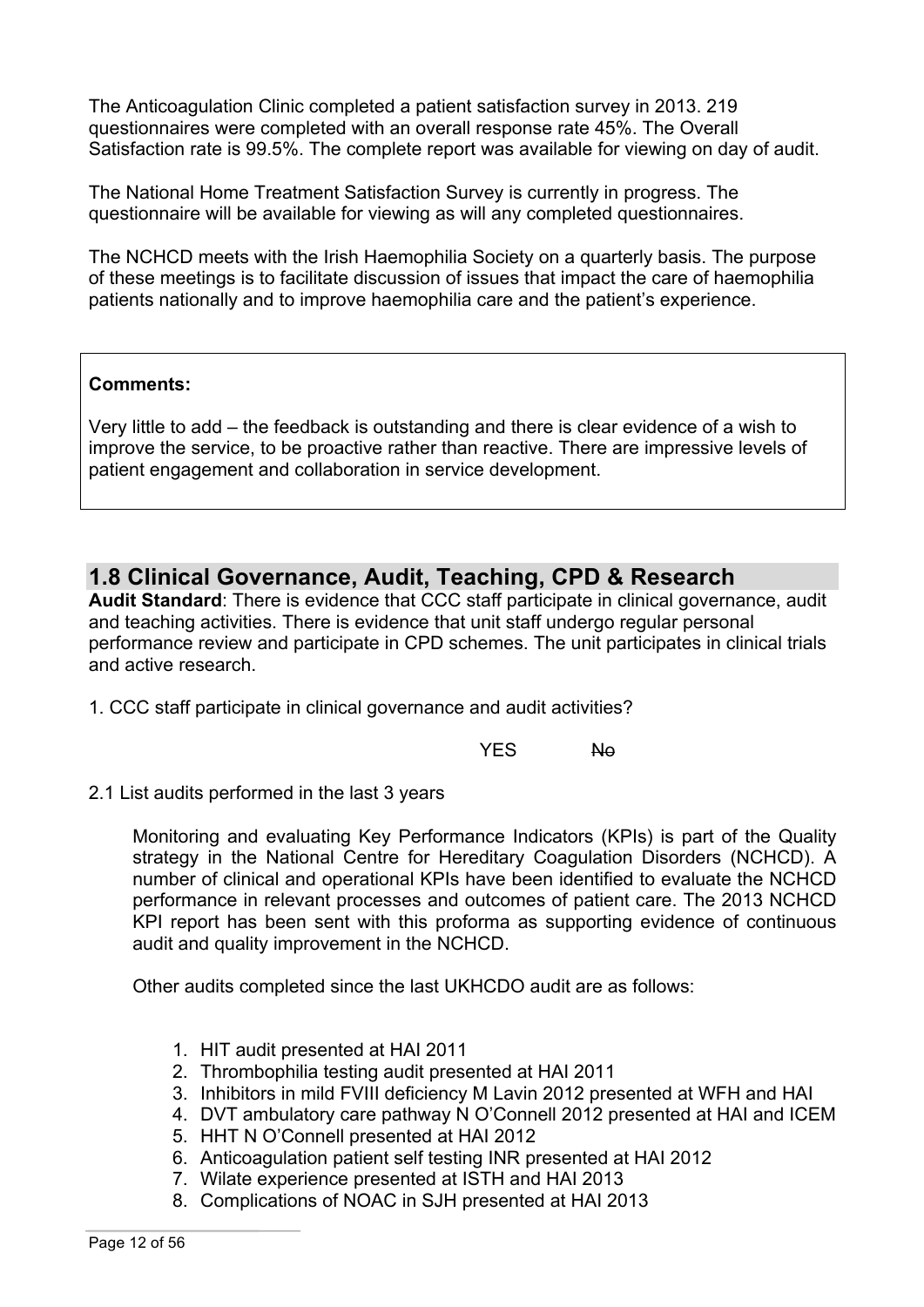The Anticoagulation Clinic completed a patient satisfaction survey in 2013. 219 questionnaires were completed with an overall response rate 45%. The Overall Satisfaction rate is 99.5%. The complete report was available for viewing on day of audit.

The National Home Treatment Satisfaction Survey is currently in progress. The questionnaire will be available for viewing as will any completed questionnaires.

The NCHCD meets with the Irish Haemophilia Society on a quarterly basis. The purpose of these meetings is to facilitate discussion of issues that impact the care of haemophilia patients nationally and to improve haemophilia care and the patient's experience.

**Comments:**

Very little to add – the feedback is outstanding and there is clear evidence of a wish to improve the service, to be proactive rather than reactive. There are impressive levels of patient engagement and collaboration in service development.

## 1.8 Clinical Governance, Audit, Teaching, CPD & Research

**Audit Standard**: There is evidence that CCC staff participate in clinical governance, audit and teaching activities. There is evidence that unit staff undergo regular personal performance review and participate in CPD schemes. The unit participates in clinical trials and active research.

1. CCC staff participate in clinical governance and audit activities?

YES ~~No~~

2.1 List audits performed in the last 3 years

Monitoring and evaluating Key Performance Indicators (KPIs) is part of the Quality strategy in the National Centre for Hereditary Coagulation Disorders (NCHCD). A number of clinical and operational KPIs have been identified to evaluate the NCHCD performance in relevant processes and outcomes of patient care. The 2013 NCHCD KPI report has been sent with this proforma as supporting evidence of continuous audit and quality improvement in the NCHCD.

Other audits completed since the last UKHCDO audit are as follows:

1. HIT audit presented at HAI 2011
2. Thrombophilia testing audit presented at HAI 2011
3. Inhibitors in mild FVIII deficiency M Lavin 2012 presented at WFH and HAI
4. DVT ambulatory care pathway N O'Connell 2012 presented at HAI and ICEM
5. HHT N O'Connell presented at HAI 2012
6. Anticoagulation patient self testing INR presented at HAI 2012
7. Wilate experience presented at ISTH and HAI 2013
8. Complications of NOAC in SJH presented at HAI 2013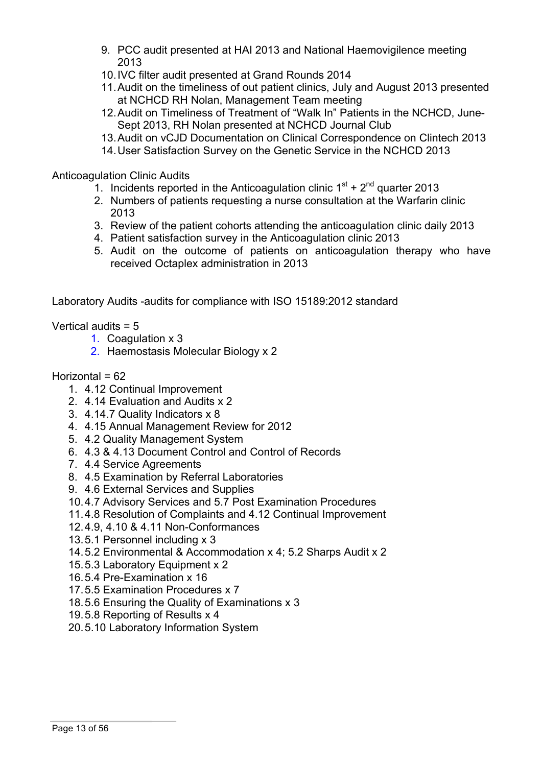9. PCC audit presented at HAI 2013 and National Haemovigilence meeting 2013
10. IVC filter audit presented at Grand Rounds 2014
11. Audit on the timeliness of out patient clinics, July and August 2013 presented at NCHCD RH Nolan, Management Team meeting
12. Audit on Timeliness of Treatment of "Walk In" Patients in the NCHCD, June-Sept 2013, RH Nolan presented at NCHCD Journal Club
13. Audit on vCJD Documentation on Clinical Correspondence on Clintech 2013
14. User Satisfaction Survey on the Genetic Service in the NCHCD 2013

Anticoagulation Clinic Audits

1. Incidents reported in the Anticoagulation clinic 1st + 2nd quarter 2013
2. Numbers of patients requesting a nurse consultation at the Warfarin clinic 2013
3. Review of the patient cohorts attending the anticoagulation clinic daily 2013
4. Patient satisfaction survey in the Anticoagulation clinic 2013
5. Audit on the outcome of patients on anticoagulation therapy who have received Octaplex administration in 2013

Laboratory Audits -audits for compliance with ISO 15189:2012 standard

Vertical audits = 5

1. Coagulation x 3
2. Haemostasis Molecular Biology x 2

Horizontal = 62

1. 4.12 Continual Improvement
2. 4.14 Evaluation and Audits x 2
3. 4.14.7 Quality Indicators x 8
4. 4.15 Annual Management Review for 2012
5. 4.2 Quality Management System
6. 4.3 & 4.13 Document Control and Control of Records
7. 4.4 Service Agreements
8. 4.5 Examination by Referral Laboratories
9. 4.6 External Services and Supplies
10. 4.7 Advisory Services and 5.7 Post Examination Procedures
11. 4.8 Resolution of Complaints and 4.12 Continual Improvement
12. 4.9, 4.10 & 4.11 Non-Conformances
13. 5.1 Personnel including x 3
14. 5.2 Environmental & Accommodation x 4; 5.2 Sharps Audit x 2
15. 5.3 Laboratory Equipment x 2
16. 5.4 Pre-Examination x 16
17. 5.5 Examination Procedures x 7
18. 5.6 Ensuring the Quality of Examinations x 3
19. 5.8 Reporting of Results x 4
20. 5.10 Laboratory Information System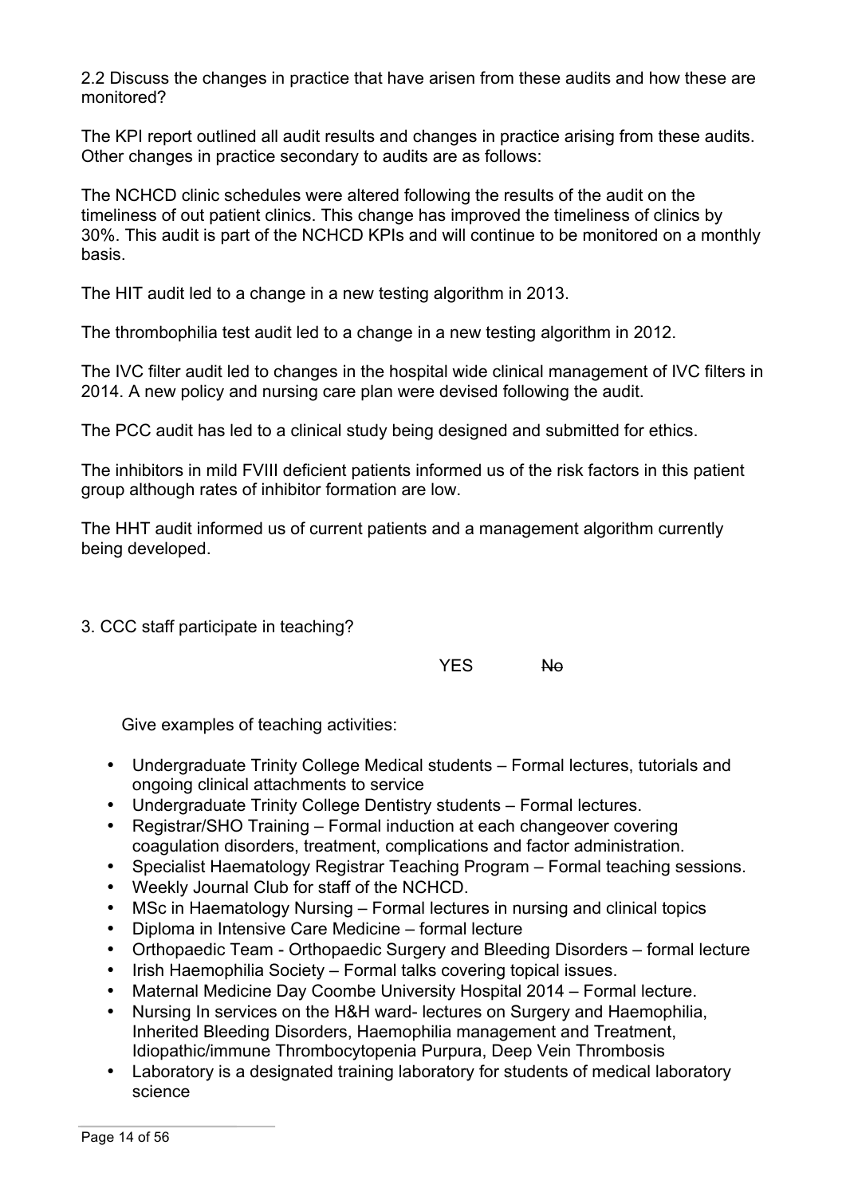2.2 Discuss the changes in practice that have arisen from these audits and how these are monitored?

The KPI report outlined all audit results and changes in practice arising from these audits. Other changes in practice secondary to audits are as follows:

The NCHCD clinic schedules were altered following the results of the audit on the timeliness of out patient clinics. This change has improved the timeliness of clinics by 30%. This audit is part of the NCHCD KPIs and will continue to be monitored on a monthly basis.

The HIT audit led to a change in a new testing algorithm in 2013.

The thrombophilia test audit led to a change in a new testing algorithm in 2012.

The IVC filter audit led to changes in the hospital wide clinical management of IVC filters in 2014. A new policy and nursing care plan were devised following the audit.

The PCC audit has led to a clinical study being designed and submitted for ethics.

The inhibitors in mild FVIII deficient patients informed us of the risk factors in this patient group although rates of inhibitor formation are low.

The HHT audit informed us of current patients and a management algorithm currently being developed.

3. CCC staff participate in teaching?

YES ~~No~~

Give examples of teaching activities:

- Undergraduate Trinity College Medical students – Formal lectures, tutorials and ongoing clinical attachments to service
- Undergraduate Trinity College Dentistry students – Formal lectures.
- Registrar/SHO Training – Formal induction at each changeover covering coagulation disorders, treatment, complications and factor administration.
- Specialist Haematology Registrar Teaching Program – Formal teaching sessions.
- Weekly Journal Club for staff of the NCHCD.
- MSc in Haematology Nursing – Formal lectures in nursing and clinical topics
- Diploma in Intensive Care Medicine – formal lecture
- Orthopaedic Team - Orthopaedic Surgery and Bleeding Disorders – formal lecture
- Irish Haemophilia Society – Formal talks covering topical issues.
- Maternal Medicine Day Coombe University Hospital 2014 – Formal lecture.
- Nursing In services on the H&H ward- lectures on Surgery and Haemophilia, Inherited Bleeding Disorders, Haemophilia management and Treatment, Idiopathic/immune Thrombocytopenia Purpura, Deep Vein Thrombosis
- Laboratory is a designated training laboratory for students of medical laboratory science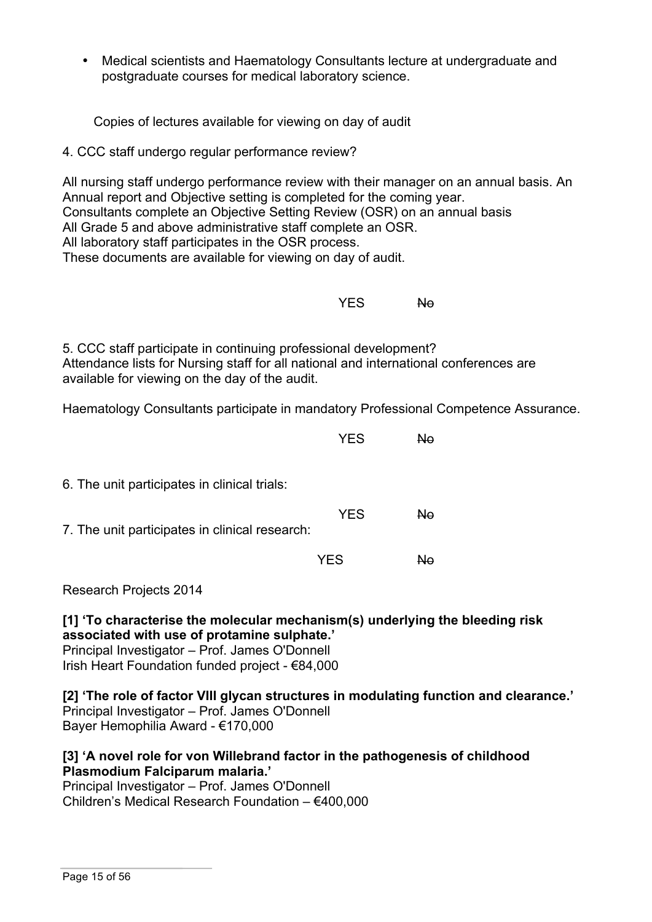- Medical scientists and Haematology Consultants lecture at undergraduate and postgraduate courses for medical laboratory science.

Copies of lectures available for viewing on day of audit

4. CCC staff undergo regular performance review?

All nursing staff undergo performance review with their manager on an annual basis. An Annual report and Objective setting is completed for the coming year.
Consultants complete an Objective Setting Review (OSR) on an annual basis
All Grade 5 and above administrative staff complete an OSR.
All laboratory staff participates in the OSR process.
These documents are available for viewing on day of audit.

YES ~~No~~

5. CCC staff participate in continuing professional development?
Attendance lists for Nursing staff for all national and international conferences are available for viewing on the day of the audit.

Haematology Consultants participate in mandatory Professional Competence Assurance.

YES ~~No~~

6. The unit participates in clinical trials:

YES ~~No~~

7. The unit participates in clinical research:

YES ~~No~~

Research Projects 2014

**[1] 'To characterise the molecular mechanism(s) underlying the bleeding risk associated with use of protamine sulphate.'**
Principal Investigator – Prof. James O'Donnell
Irish Heart Foundation funded project - €84,000

**[2] 'The role of factor VIII glycan structures in modulating function and clearance.'**
Principal Investigator – Prof. James O'Donnell
Bayer Hemophilia Award - €170,000

**[3] 'A novel role for von Willebrand factor in the pathogenesis of childhood Plasmodium Falciparum malaria.'**
Principal Investigator – Prof. James O'Donnell
Children's Medical Research Foundation – €400,000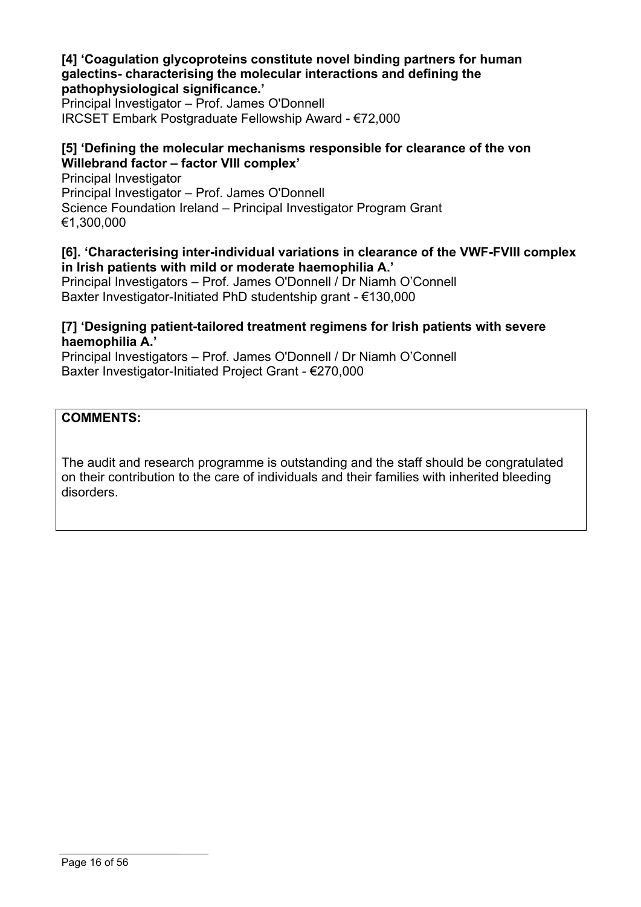**[4] 'Coagulation glycoproteins constitute novel binding partners for human galectins- characterising the molecular interactions and defining the pathophysiological significance.'**
Principal Investigator – Prof. James O'Donnell
IRCSET Embark Postgraduate Fellowship Award - €72,000

**[5] 'Defining the molecular mechanisms responsible for clearance of the von Willebrand factor – factor VIII complex'**
Principal Investigator
Principal Investigator – Prof. James O'Donnell
Science Foundation Ireland – Principal Investigator Program Grant
€1,300,000

**[6]. 'Characterising inter-individual variations in clearance of the VWF-FVIII complex in Irish patients with mild or moderate haemophilia A.'**
Principal Investigators – Prof. James O'Donnell / Dr Niamh O'Connell
Baxter Investigator-Initiated PhD studentship grant - €130,000

**[7] 'Designing patient-tailored treatment regimens for Irish patients with severe haemophilia A.'**
Principal Investigators – Prof. James O'Donnell / Dr Niamh O'Connell
Baxter Investigator-Initiated Project Grant - €270,000

**COMMENTS:**

The audit and research programme is outstanding and the staff should be congratulated on their contribution to the care of individuals and their families with inherited bleeding disorders.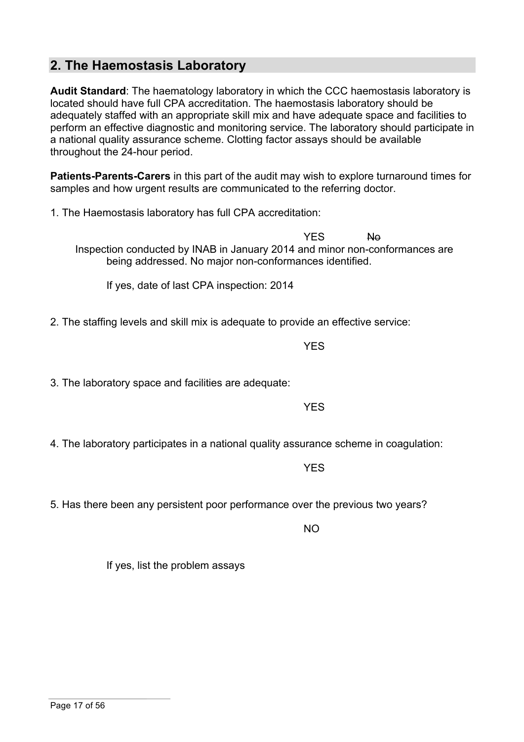## 2. The Haemostasis Laboratory

**Audit Standard**: The haematology laboratory in which the CCC haemostasis laboratory is located should have full CPA accreditation. The haemostasis laboratory should be adequately staffed with an appropriate skill mix and have adequate space and facilities to perform an effective diagnostic and monitoring service. The laboratory should participate in a national quality assurance scheme. Clotting factor assays should be available throughout the 24-hour period.

**Patients-Parents-Carers** in this part of the audit may wish to explore turnaround times for samples and how urgent results are communicated to the referring doctor.

1. The Haemostasis laboratory has full CPA accreditation:

YES ~~No~~

Inspection conducted by INAB in January 2014 and minor non-conformances are being addressed. No major non-conformances identified.

If yes, date of last CPA inspection: 2014

2. The staffing levels and skill mix is adequate to provide an effective service:

YES

3. The laboratory space and facilities are adequate:

YES

4. The laboratory participates in a national quality assurance scheme in coagulation:

YES

5. Has there been any persistent poor performance over the previous two years?

NO

If yes, list the problem assays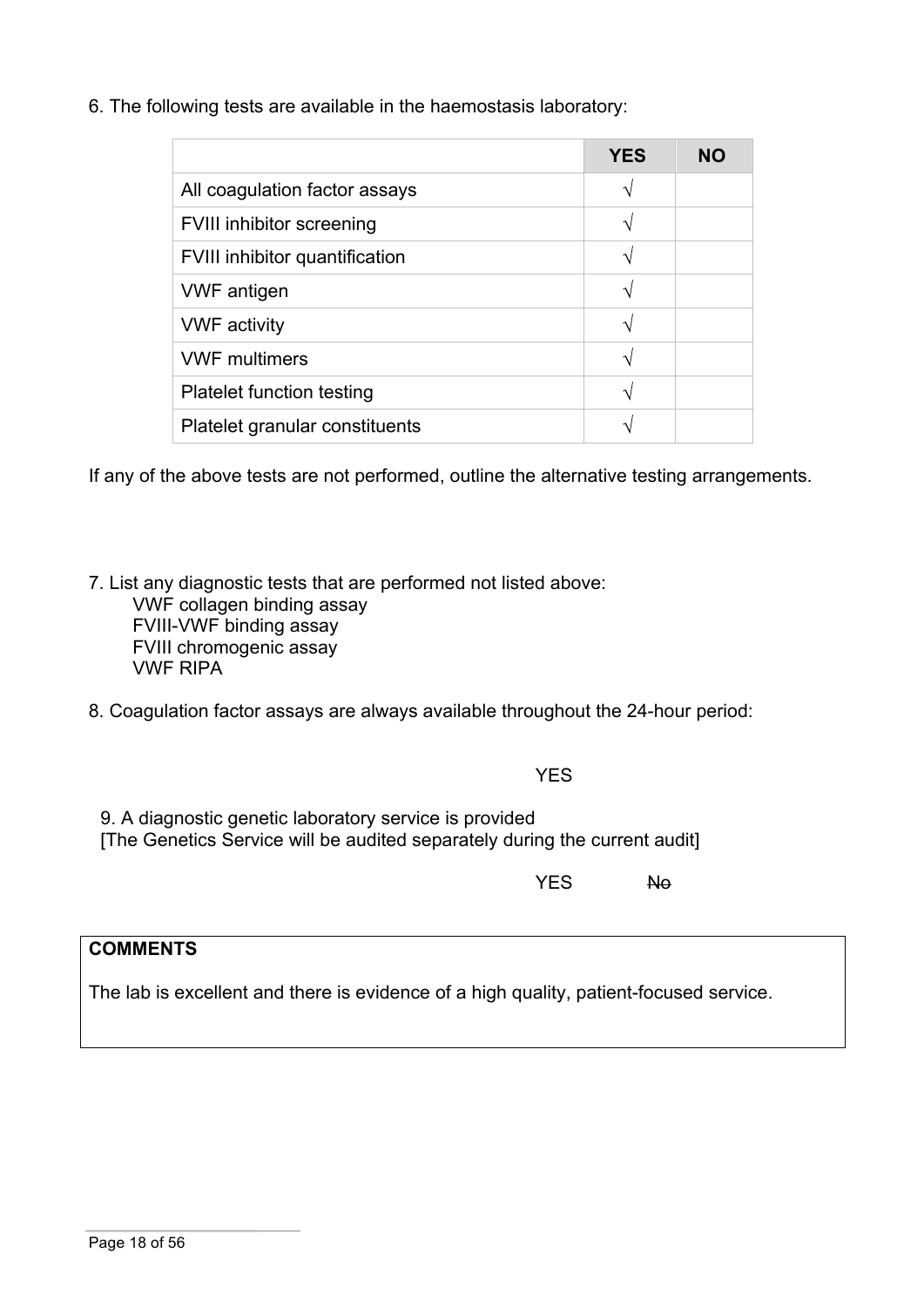6. The following tests are available in the haemostasis laboratory:

| | YES | NO |
|---|---|---|
| All coagulation factor assays | √ | |
| FVIII inhibitor screening | √ | |
| FVIII inhibitor quantification | √ | |
| VWF antigen | √ | |
| VWF activity | √ | |
| VWF multimers | √ | |
| Platelet function testing | √ | |
| Platelet granular constituents | √ | |

If any of the above tests are not performed, outline the alternative testing arrangements.

7. List any diagnostic tests that are performed not listed above:

    VWF collagen binding assay
    FVIII-VWF binding assay
    FVIII chromogenic assay
    VWF RIPA

8. Coagulation factor assays are always available throughout the 24-hour period:

YES

9. A diagnostic genetic laboratory service is provided
[The Genetics Service will be audited separately during the current audit]

YES ~~No~~

| **COMMENTS** |
|---|
| The lab is excellent and there is evidence of a high quality, patient-focused service. |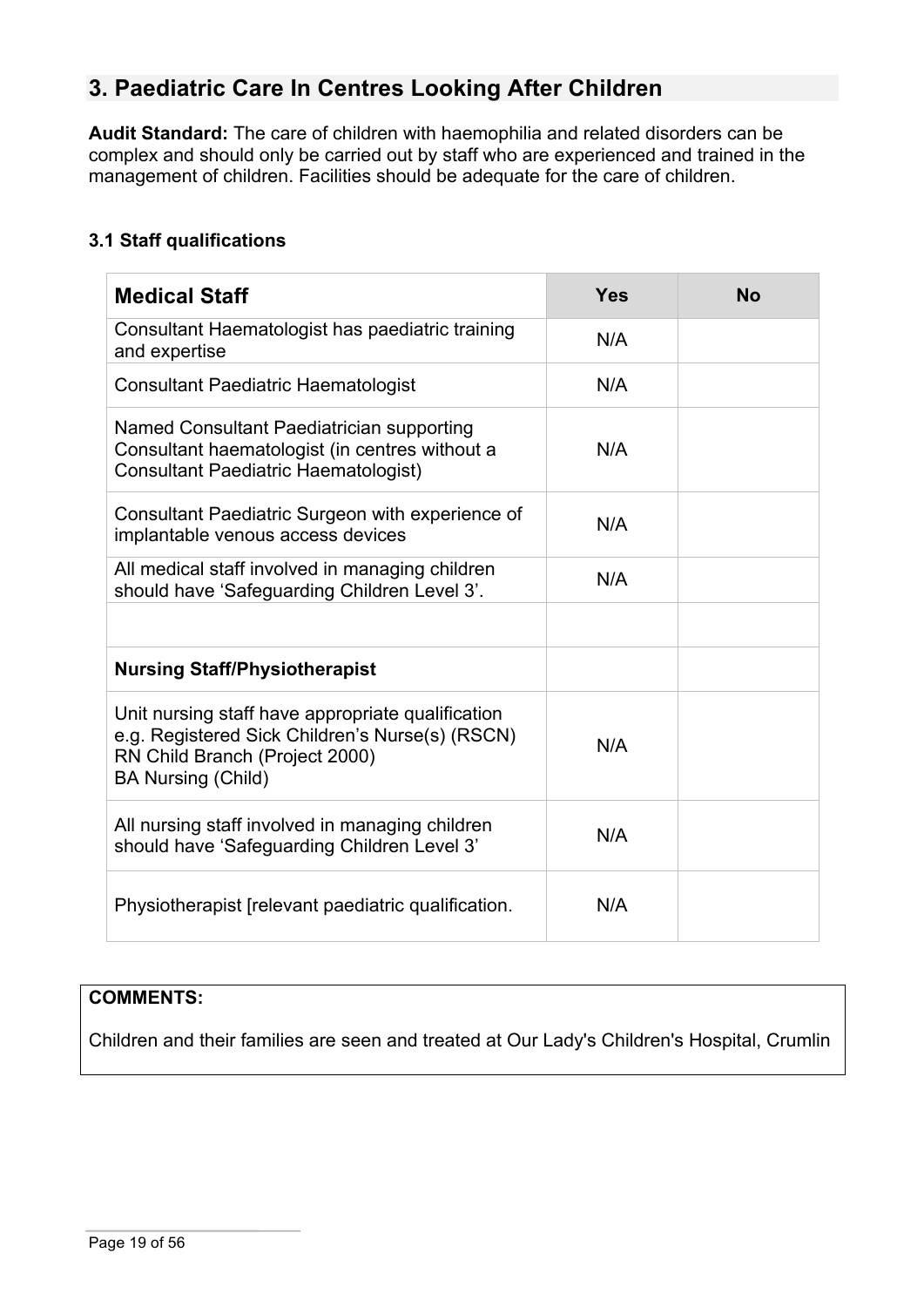## 3. Paediatric Care In Centres Looking After Children

**Audit Standard:** The care of children with haemophilia and related disorders can be complex and should only be carried out by staff who are experienced and trained in the management of children. Facilities should be adequate for the care of children.

### 3.1 Staff qualifications

| Medical Staff | Yes | No |
|---|---|---|
| Consultant Haematologist has paediatric training and expertise | N/A | |
| Consultant Paediatric Haematologist | N/A | |
| Named Consultant Paediatrician supporting Consultant haematologist (in centres without a Consultant Paediatric Haematologist) | N/A | |
| Consultant Paediatric Surgeon with experience of implantable venous access devices | N/A | |
| All medical staff involved in managing children should have 'Safeguarding Children Level 3'. | N/A | |
| | | |
| **Nursing Staff/Physiotherapist** | | |
| Unit nursing staff have appropriate qualification e.g. Registered Sick Children's Nurse(s) (RSCN) RN Child Branch (Project 2000) BA Nursing (Child) | N/A | |
| All nursing staff involved in managing children should have 'Safeguarding Children Level 3' | N/A | |
| Physiotherapist [relevant paediatric qualification. | N/A | |

**COMMENTS:**

Children and their families are seen and treated at Our Lady's Children's Hospital, Crumlin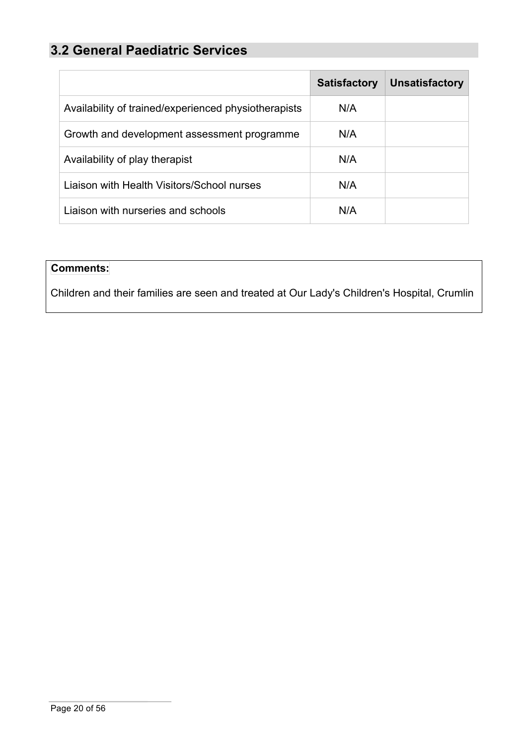## 3.2 General Paediatric Services

| | Satisfactory | Unsatisfactory |
|---|---|---|
| Availability of trained/experienced physiotherapists | N/A | |
| Growth and development assessment programme | N/A | |
| Availability of play therapist | N/A | |
| Liaison with Health Visitors/School nurses | N/A | |
| Liaison with nurseries and schools | N/A | |

**Comments:**

Children and their families are seen and treated at Our Lady's Children's Hospital, Crumlin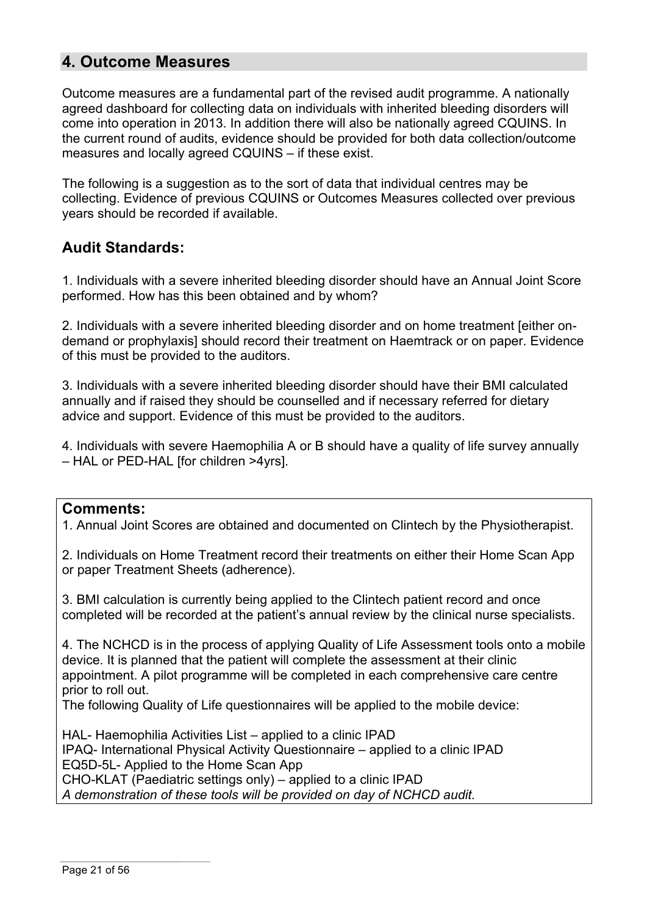## 4. Outcome Measures

Outcome measures are a fundamental part of the revised audit programme. A nationally agreed dashboard for collecting data on individuals with inherited bleeding disorders will come into operation in 2013. In addition there will also be nationally agreed CQUINS. In the current round of audits, evidence should be provided for both data collection/outcome measures and locally agreed CQUINS – if these exist.

The following is a suggestion as to the sort of data that individual centres may be collecting. Evidence of previous CQUINS or Outcomes Measures collected over previous years should be recorded if available.

### Audit Standards:

1. Individuals with a severe inherited bleeding disorder should have an Annual Joint Score performed. How has this been obtained and by whom?

2. Individuals with a severe inherited bleeding disorder and on home treatment [either on-demand or prophylaxis] should record their treatment on Haemtrack or on paper. Evidence of this must be provided to the auditors.

3. Individuals with a severe inherited bleeding disorder should have their BMI calculated annually and if raised they should be counselled and if necessary referred for dietary advice and support. Evidence of this must be provided to the auditors.

4. Individuals with severe Haemophilia A or B should have a quality of life survey annually – HAL or PED-HAL [for children >4yrs].

**Comments:**

1. Annual Joint Scores are obtained and documented on Clintech by the Physiotherapist.

2. Individuals on Home Treatment record their treatments on either their Home Scan App or paper Treatment Sheets (adherence).

3. BMI calculation is currently being applied to the Clintech patient record and once completed will be recorded at the patient's annual review by the clinical nurse specialists.

4. The NCHCD is in the process of applying Quality of Life Assessment tools onto a mobile device. It is planned that the patient will complete the assessment at their clinic appointment. A pilot programme will be completed in each comprehensive care centre prior to roll out.

The following Quality of Life questionnaires will be applied to the mobile device:

HAL- Haemophilia Activities List – applied to a clinic IPAD
IPAQ- International Physical Activity Questionnaire – applied to a clinic IPAD
EQ5D-5L- Applied to the Home Scan App
CHO-KLAT (Paediatric settings only) – applied to a clinic IPAD
*A demonstration of these tools will be provided on day of NCHCD audit.*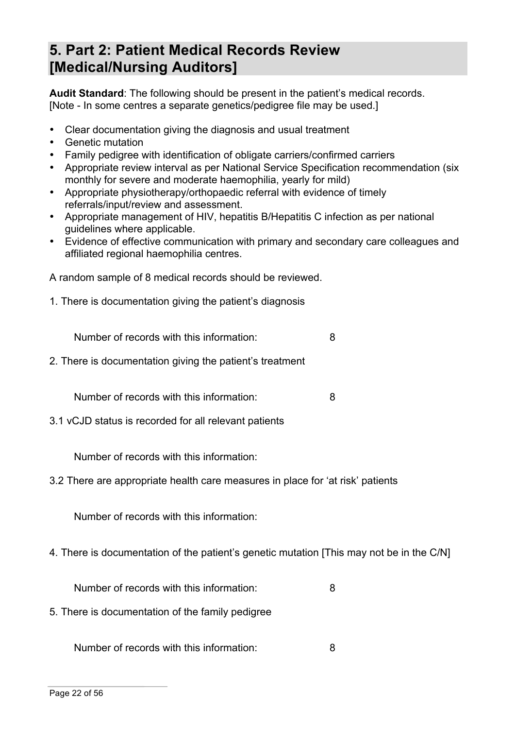# 5. Part 2: Patient Medical Records Review [Medical/Nursing Auditors]

**Audit Standard**: The following should be present in the patient's medical records. [Note - In some centres a separate genetics/pedigree file may be used.]

- Clear documentation giving the diagnosis and usual treatment
- Genetic mutation
- Family pedigree with identification of obligate carriers/confirmed carriers
- Appropriate review interval as per National Service Specification recommendation (six monthly for severe and moderate haemophilia, yearly for mild)
- Appropriate physiotherapy/orthopaedic referral with evidence of timely referrals/input/review and assessment.
- Appropriate management of HIV, hepatitis B/Hepatitis C infection as per national guidelines where applicable.
- Evidence of effective communication with primary and secondary care colleagues and affiliated regional haemophilia centres.

A random sample of 8 medical records should be reviewed.

1. There is documentation giving the patient's diagnosis

   Number of records with this information: 8

2. There is documentation giving the patient's treatment

   Number of records with this information: 8

3.1 vCJD status is recorded for all relevant patients

   Number of records with this information:

3.2 There are appropriate health care measures in place for 'at risk' patients

   Number of records with this information:

4. There is documentation of the patient's genetic mutation [This may not be in the C/N]

   Number of records with this information: 8

5. There is documentation of the family pedigree

   Number of records with this information: 8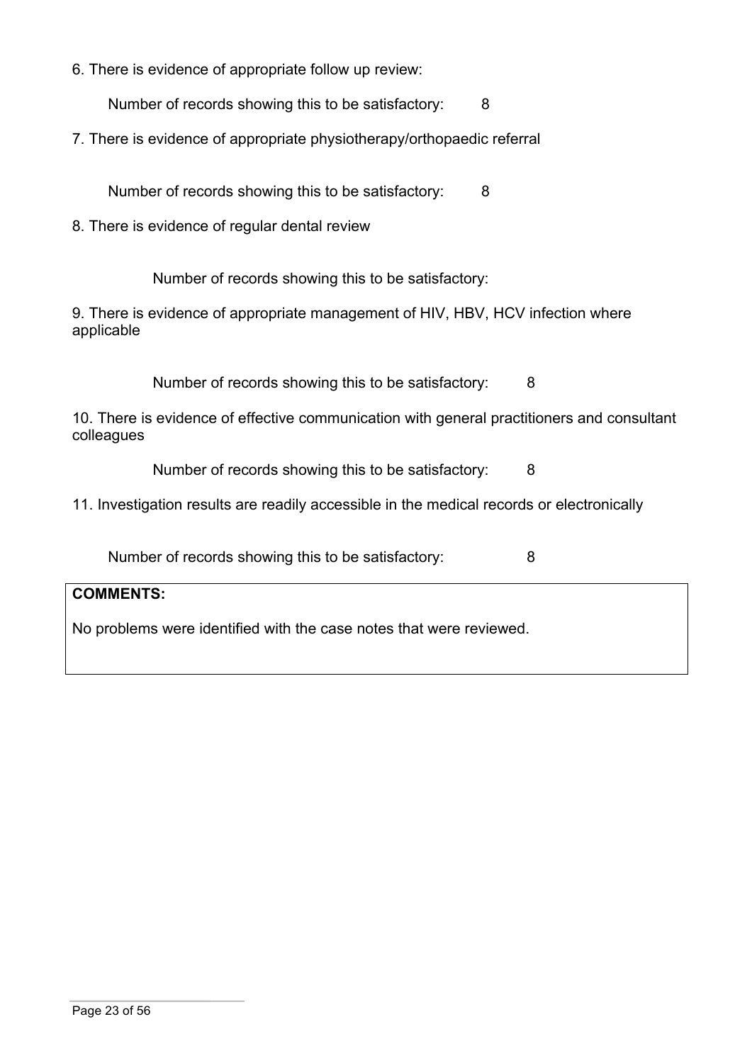6. There is evidence of appropriate follow up review:

Number of records showing this to be satisfactory: 8

7. There is evidence of appropriate physiotherapy/orthopaedic referral

Number of records showing this to be satisfactory: 8

8. There is evidence of regular dental review

Number of records showing this to be satisfactory:

9. There is evidence of appropriate management of HIV, HBV, HCV infection where applicable

Number of records showing this to be satisfactory: 8

10. There is evidence of effective communication with general practitioners and consultant colleagues

Number of records showing this to be satisfactory: 8

11. Investigation results are readily accessible in the medical records or electronically

Number of records showing this to be satisfactory: 8

| **COMMENTS:** |
| --- |
| No problems were identified with the case notes that were reviewed. |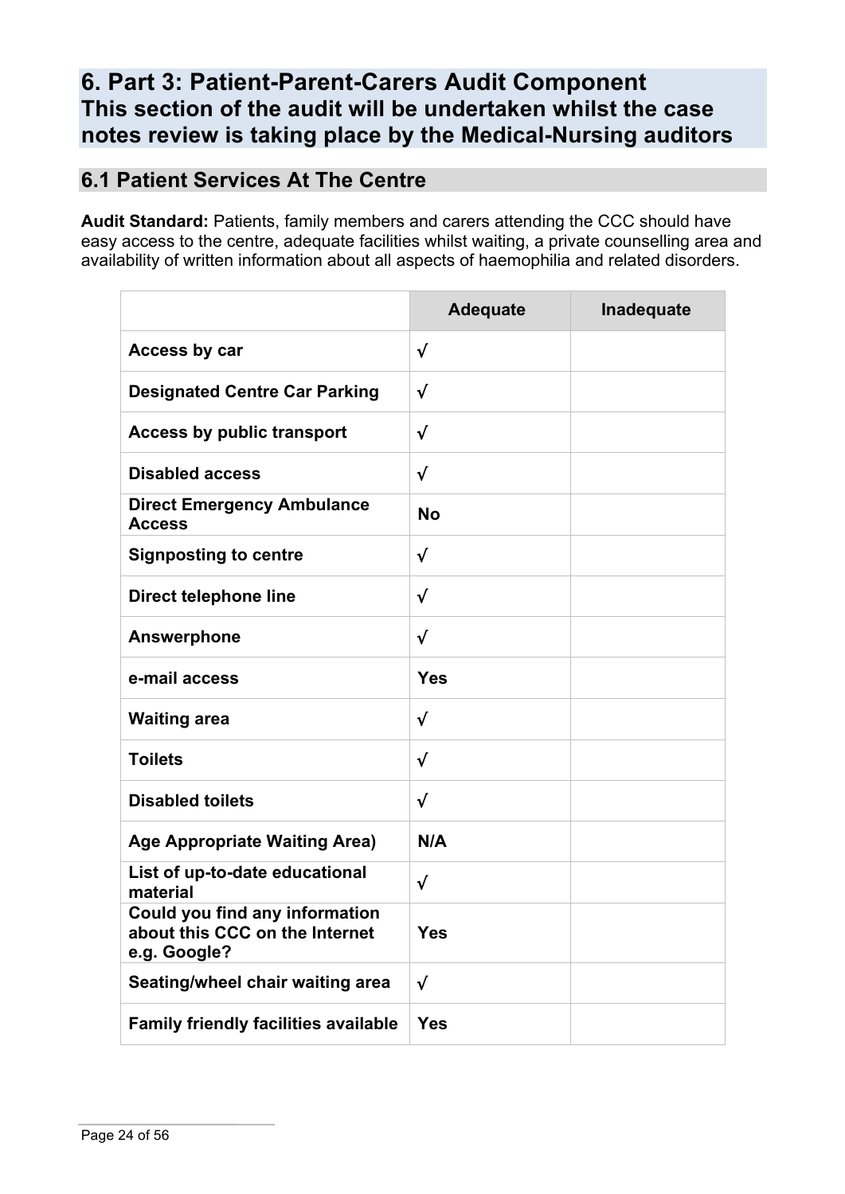# 6. Part 3: Patient-Parent-Carers Audit Component
# This section of the audit will be undertaken whilst the case notes review is taking place by the Medical-Nursing auditors

## 6.1 Patient Services At The Centre

**Audit Standard:** Patients, family members and carers attending the CCC should have easy access to the centre, adequate facilities whilst waiting, a private counselling area and availability of written information about all aspects of haemophilia and related disorders.

| | Adequate | Inadequate |
|---|---|---|
| **Access by car** | √ | |
| **Designated Centre Car Parking** | √ | |
| **Access by public transport** | √ | |
| **Disabled access** | √ | |
| **Direct Emergency Ambulance Access** | **No** | |
| **Signposting to centre** | √ | |
| **Direct telephone line** | √ | |
| **Answerphone** | √ | |
| **e-mail access** | **Yes** | |
| **Waiting area** | √ | |
| **Toilets** | √ | |
| **Disabled toilets** | √ | |
| **Age Appropriate Waiting Area)** | **N/A** | |
| **List of up-to-date educational material** | √ | |
| **Could you find any information about this CCC on the Internet e.g. Google?** | **Yes** | |
| **Seating/wheel chair waiting area** | √ | |
| **Family friendly facilities available** | **Yes** | |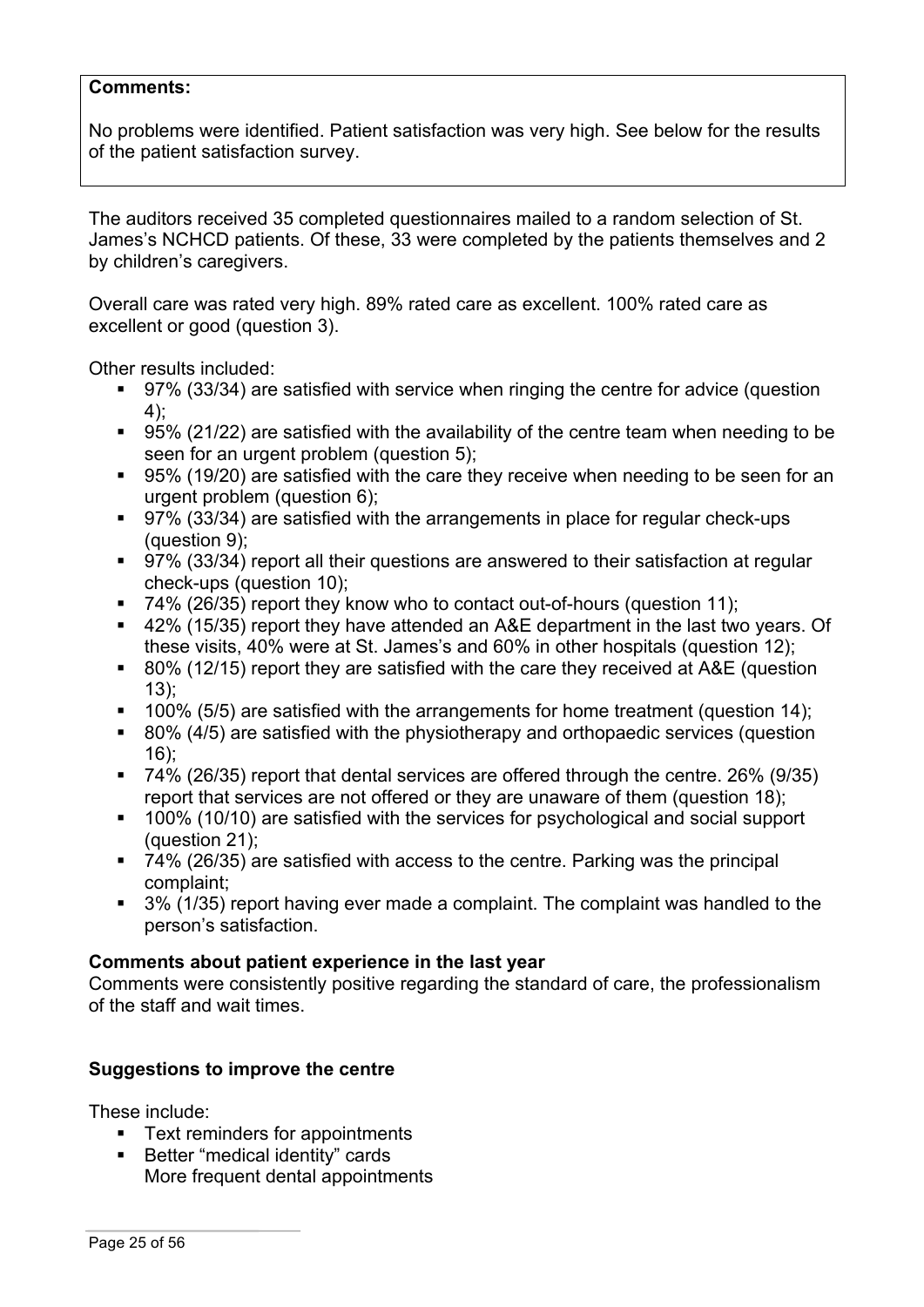**Comments:**

No problems were identified. Patient satisfaction was very high. See below for the results of the patient satisfaction survey.

The auditors received 35 completed questionnaires mailed to a random selection of St. James's NCHCD patients. Of these, 33 were completed by the patients themselves and 2 by children's caregivers.

Overall care was rated very high. 89% rated care as excellent. 100% rated care as excellent or good (question 3).

Other results included:

- 97% (33/34) are satisfied with service when ringing the centre for advice (question 4);
- 95% (21/22) are satisfied with the availability of the centre team when needing to be seen for an urgent problem (question 5);
- 95% (19/20) are satisfied with the care they receive when needing to be seen for an urgent problem (question 6);
- 97% (33/34) are satisfied with the arrangements in place for regular check-ups (question 9);
- 97% (33/34) report all their questions are answered to their satisfaction at regular check-ups (question 10);
- 74% (26/35) report they know who to contact out-of-hours (question 11);
- 42% (15/35) report they have attended an A&E department in the last two years. Of these visits, 40% were at St. James's and 60% in other hospitals (question 12);
- 80% (12/15) report they are satisfied with the care they received at A&E (question 13);
- 100% (5/5) are satisfied with the arrangements for home treatment (question 14);
- 80% (4/5) are satisfied with the physiotherapy and orthopaedic services (question 16);
- 74% (26/35) report that dental services are offered through the centre. 26% (9/35) report that services are not offered or they are unaware of them (question 18);
- 100% (10/10) are satisfied with the services for psychological and social support (question 21);
- 74% (26/35) are satisfied with access to the centre. Parking was the principal complaint;
- 3% (1/35) report having ever made a complaint. The complaint was handled to the person's satisfaction.

**Comments about patient experience in the last year**

Comments were consistently positive regarding the standard of care, the professionalism of the staff and wait times.

**Suggestions to improve the centre**

These include:

- Text reminders for appointments
- Better "medical identity" cards
  More frequent dental appointments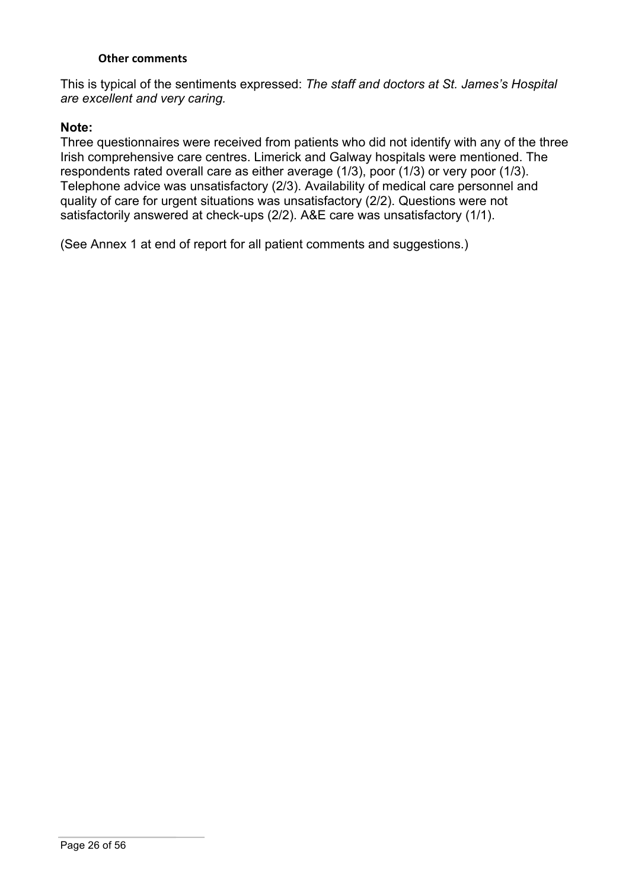#### Other comments

This is typical of the sentiments expressed: *The staff and doctors at St. James's Hospital are excellent and very caring.*

**Note:**

Three questionnaires were received from patients who did not identify with any of the three Irish comprehensive care centres. Limerick and Galway hospitals were mentioned. The respondents rated overall care as either average (1/3), poor (1/3) or very poor (1/3). Telephone advice was unsatisfactory (2/3). Availability of medical care personnel and quality of care for urgent situations was unsatisfactory (2/2). Questions were not satisfactorily answered at check-ups (2/2). A&E care was unsatisfactory (1/1).

(See Annex 1 at end of report for all patient comments and suggestions.)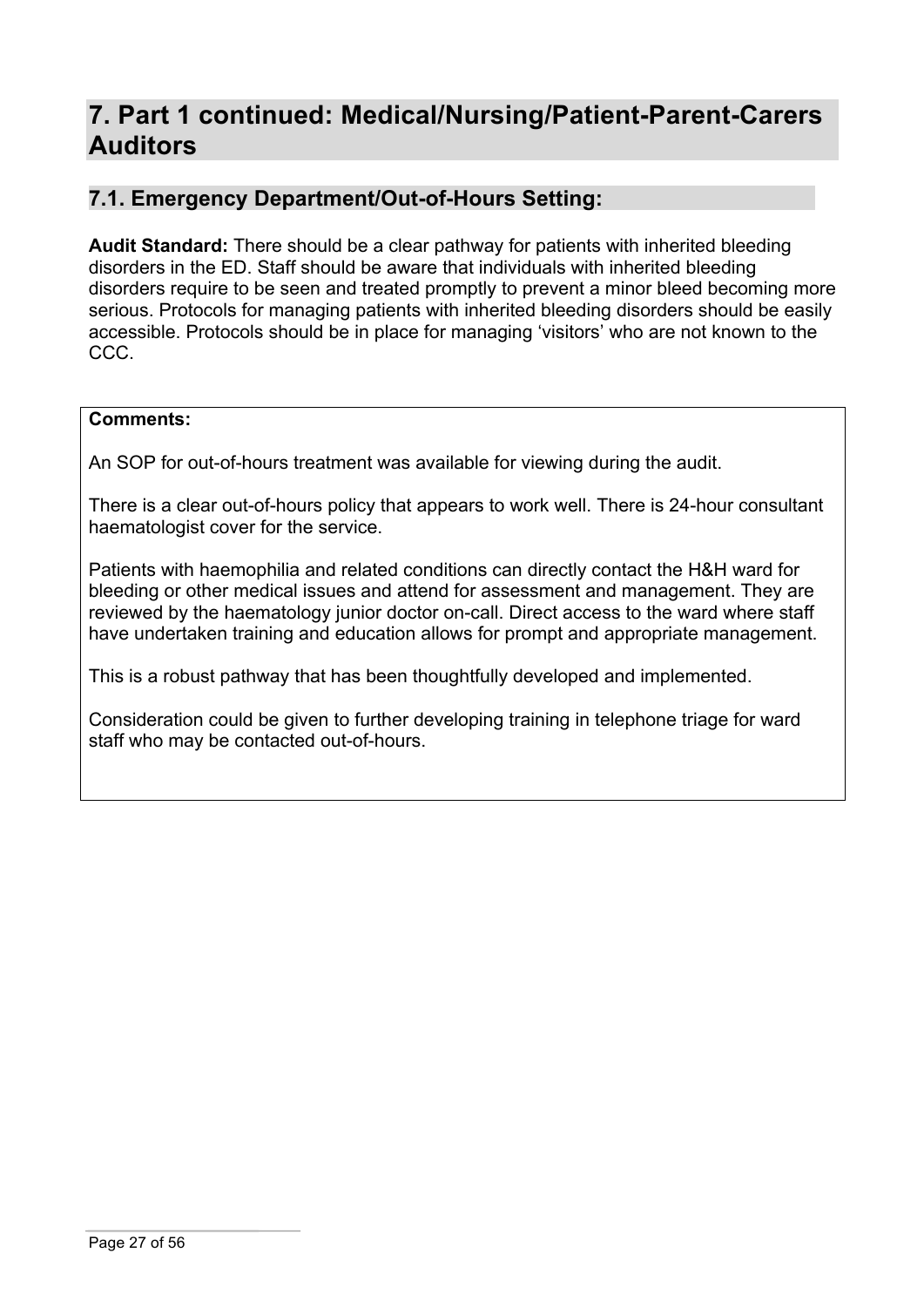# 7. Part 1 continued: Medical/Nursing/Patient-Parent-Carers Auditors

## 7.1. Emergency Department/Out-of-Hours Setting:

**Audit Standard:** There should be a clear pathway for patients with inherited bleeding disorders in the ED. Staff should be aware that individuals with inherited bleeding disorders require to be seen and treated promptly to prevent a minor bleed becoming more serious. Protocols for managing patients with inherited bleeding disorders should be easily accessible. Protocols should be in place for managing 'visitors' who are not known to the CCC.

**Comments:**

An SOP for out-of-hours treatment was available for viewing during the audit.

There is a clear out-of-hours policy that appears to work well. There is 24-hour consultant haematologist cover for the service.

Patients with haemophilia and related conditions can directly contact the H&H ward for bleeding or other medical issues and attend for assessment and management. They are reviewed by the haematology junior doctor on-call. Direct access to the ward where staff have undertaken training and education allows for prompt and appropriate management.

This is a robust pathway that has been thoughtfully developed and implemented.

Consideration could be given to further developing training in telephone triage for ward staff who may be contacted out-of-hours.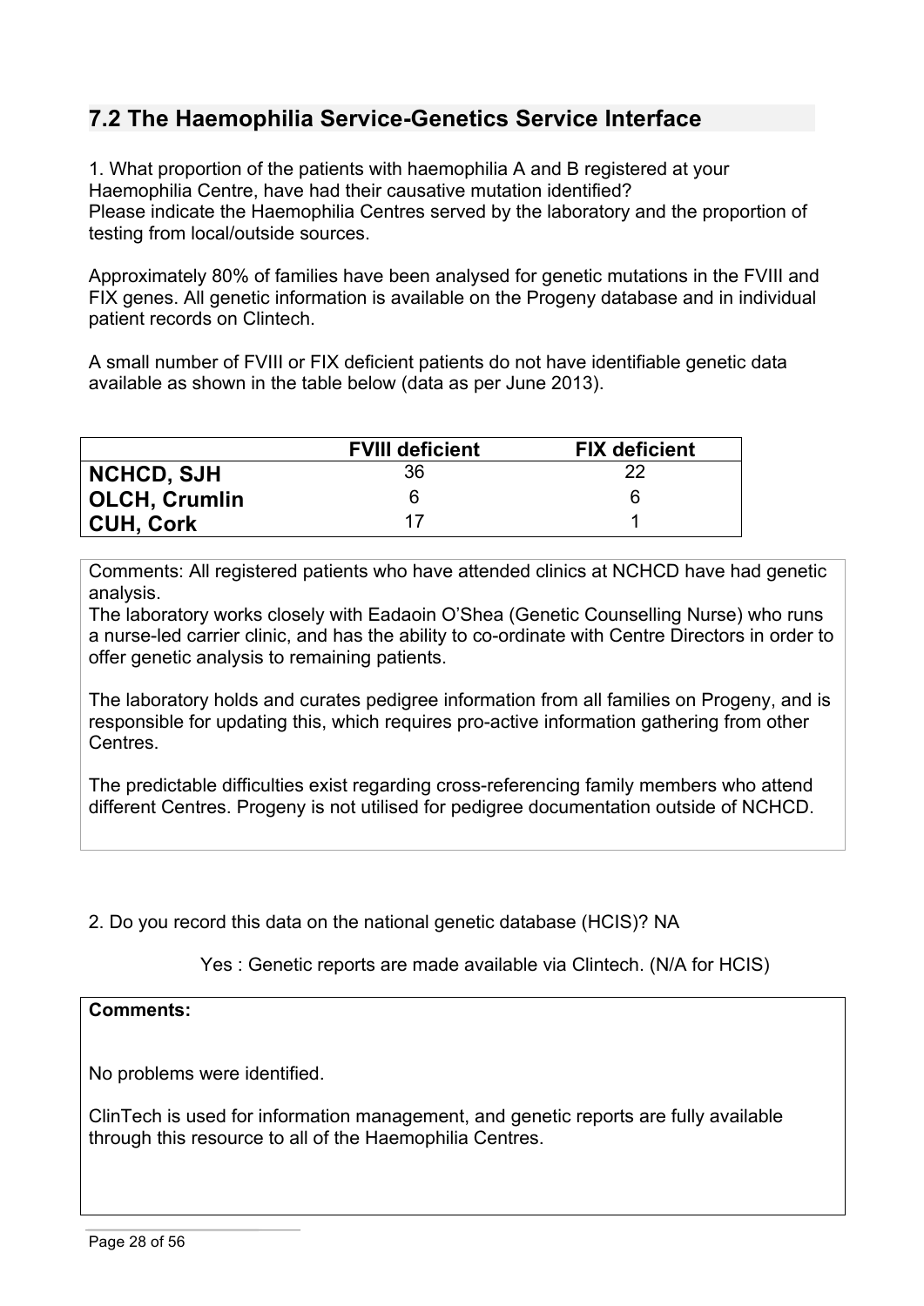## 7.2 The Haemophilia Service-Genetics Service Interface

1. What proportion of the patients with haemophilia A and B registered at your Haemophilia Centre, have had their causative mutation identified?
Please indicate the Haemophilia Centres served by the laboratory and the proportion of testing from local/outside sources.

Approximately 80% of families have been analysed for genetic mutations in the FVIII and FIX genes. All genetic information is available on the Progeny database and in individual patient records on Clintech.

A small number of FVIII or FIX deficient patients do not have identifiable genetic data available as shown in the table below (data as per June 2013).

| | FVIII deficient | FIX deficient |
|---|---|---|
| **NCHCD, SJH** | 36 | 22 |
| **OLCH, Crumlin** | 6 | 6 |
| **CUH, Cork** | 17 | 1 |

Comments: All registered patients who have attended clinics at NCHCD have had genetic analysis.
The laboratory works closely with Eadaoin O'Shea (Genetic Counselling Nurse) who runs a nurse-led carrier clinic, and has the ability to co-ordinate with Centre Directors in order to offer genetic analysis to remaining patients.

The laboratory holds and curates pedigree information from all families on Progeny, and is responsible for updating this, which requires pro-active information gathering from other Centres.

The predictable difficulties exist regarding cross-referencing family members who attend different Centres. Progeny is not utilised for pedigree documentation outside of NCHCD.

2. Do you record this data on the national genetic database (HCIS)? NA

Yes : Genetic reports are made available via Clintech. (N/A for HCIS)

**Comments:**

No problems were identified.

ClinTech is used for information management, and genetic reports are fully available through this resource to all of the Haemophilia Centres.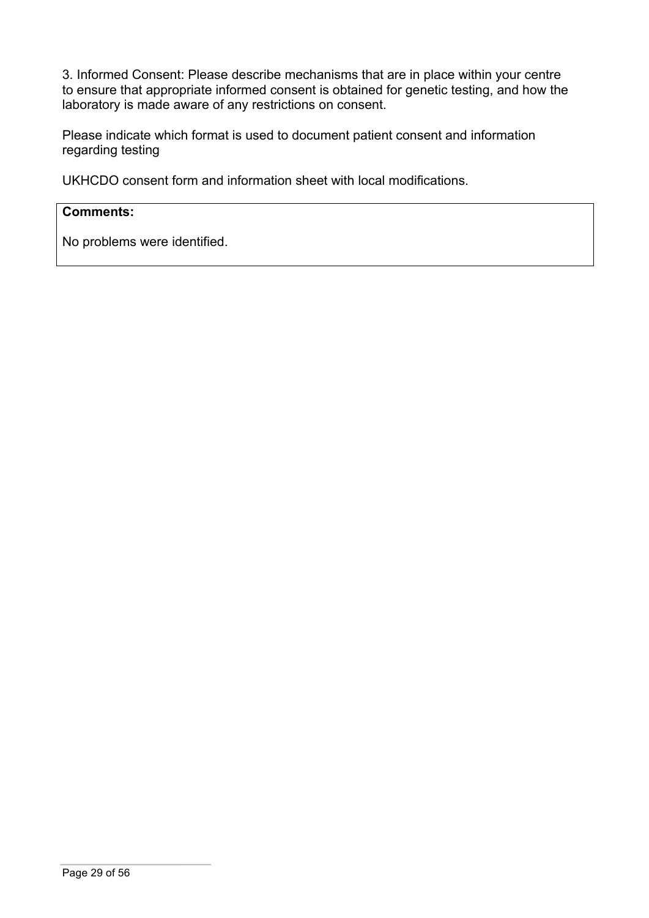3. Informed Consent: Please describe mechanisms that are in place within your centre to ensure that appropriate informed consent is obtained for genetic testing, and how the laboratory is made aware of any restrictions on consent.

Please indicate which format is used to document patient consent and information regarding testing

UKHCDO consent form and information sheet with local modifications.

| **Comments:**<br><br>No problems were identified. |
|---|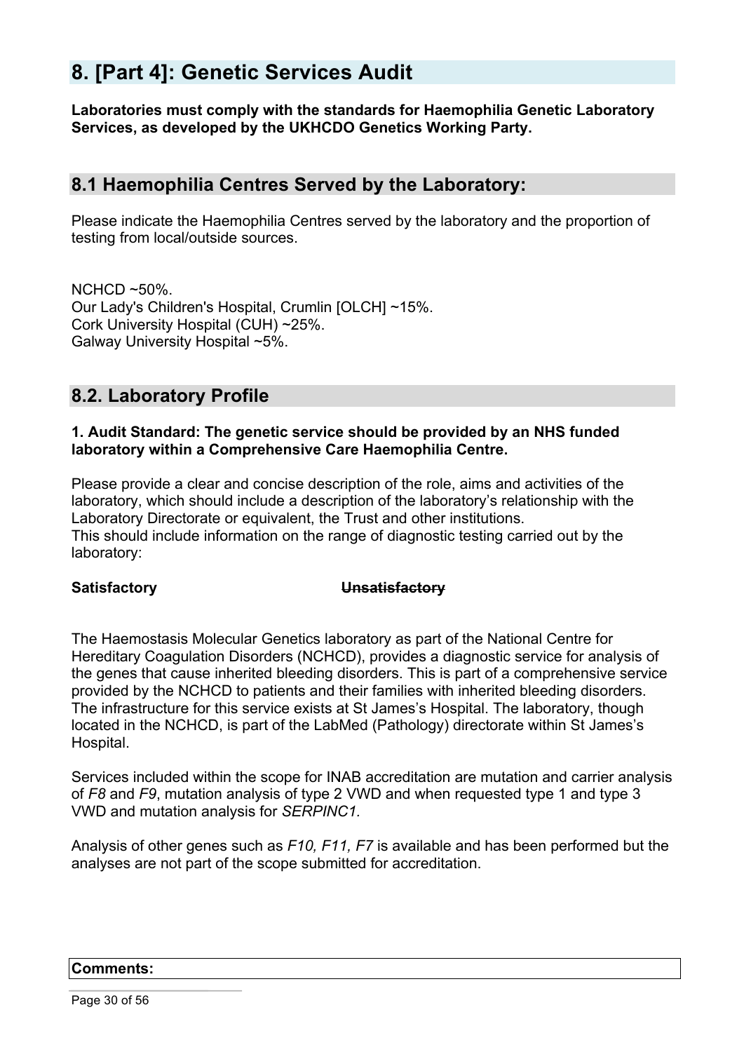## 8. [Part 4]: Genetic Services Audit

**Laboratories must comply with the standards for Haemophilia Genetic Laboratory Services, as developed by the UKHCDO Genetics Working Party.**

### 8.1 Haemophilia Centres Served by the Laboratory:

Please indicate the Haemophilia Centres served by the laboratory and the proportion of testing from local/outside sources.

NCHCD ~50%.
Our Lady's Children's Hospital, Crumlin [OLCH] ~15%.
Cork University Hospital (CUH) ~25%.
Galway University Hospital ~5%.

### 8.2. Laboratory Profile

**1. Audit Standard: The genetic service should be provided by an NHS funded laboratory within a Comprehensive Care Haemophilia Centre.**

Please provide a clear and concise description of the role, aims and activities of the laboratory, which should include a description of the laboratory's relationship with the Laboratory Directorate or equivalent, the Trust and other institutions.
This should include information on the range of diagnostic testing carried out by the laboratory:

**Satisfactory** ~~**Unsatisfactory**~~

The Haemostasis Molecular Genetics laboratory as part of the National Centre for Hereditary Coagulation Disorders (NCHCD), provides a diagnostic service for analysis of the genes that cause inherited bleeding disorders. This is part of a comprehensive service provided by the NCHCD to patients and their families with inherited bleeding disorders. The infrastructure for this service exists at St James's Hospital. The laboratory, though located in the NCHCD, is part of the LabMed (Pathology) directorate within St James's Hospital.

Services included within the scope for INAB accreditation are mutation and carrier analysis of *F8* and *F9*, mutation analysis of type 2 VWD and when requested type 1 and type 3 VWD and mutation analysis for *SERPINC1*.

Analysis of other genes such as *F10, F11, F7* is available and has been performed but the analyses are not part of the scope submitted for accreditation.

| **Comments:** |
|---|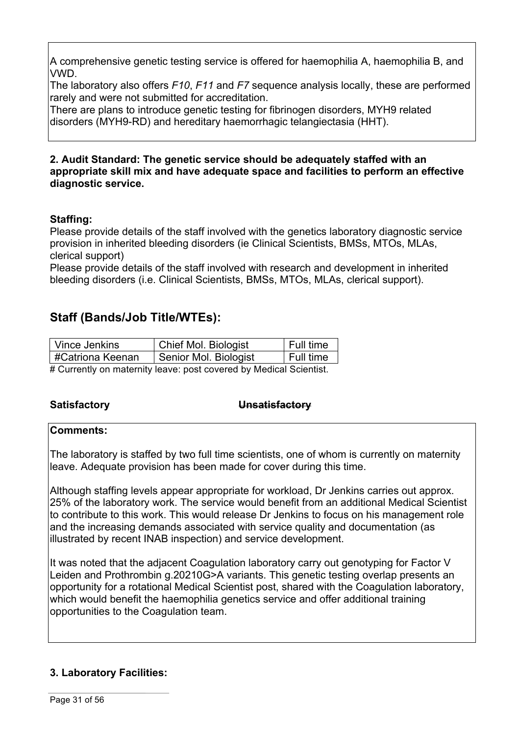A comprehensive genetic testing service is offered for haemophilia A, haemophilia B, and VWD.

The laboratory also offers *F10*, *F11* and *F7* sequence analysis locally, these are performed rarely and were not submitted for accreditation.

There are plans to introduce genetic testing for fibrinogen disorders, MYH9 related disorders (MYH9-RD) and hereditary haemorrhagic telangiectasia (HHT).

**2. Audit Standard: The genetic service should be adequately staffed with an appropriate skill mix and have adequate space and facilities to perform an effective diagnostic service.**

**Staffing:**

Please provide details of the staff involved with the genetics laboratory diagnostic service provision in inherited bleeding disorders (ie Clinical Scientists, BMSs, MTOs, MLAs, clerical support)

Please provide details of the staff involved with research and development in inherited bleeding disorders (i.e. Clinical Scientists, BMSs, MTOs, MLAs, clerical support).

## Staff (Bands/Job Title/WTEs):

| Vince Jenkins | Chief Mol. Biologist | Full time |
|---|---|---|
| #Catriona Keenan | Senior Mol. Biologist | Full time |

# Currently on maternity leave: post covered by Medical Scientist.

**Satisfactory** ~~**Unsatisfactory**~~

**Comments:**

The laboratory is staffed by two full time scientists, one of whom is currently on maternity leave. Adequate provision has been made for cover during this time.

Although staffing levels appear appropriate for workload, Dr Jenkins carries out approx. 25% of the laboratory work. The service would benefit from an additional Medical Scientist to contribute to this work. This would release Dr Jenkins to focus on his management role and the increasing demands associated with service quality and documentation (as illustrated by recent INAB inspection) and service development.

It was noted that the adjacent Coagulation laboratory carry out genotyping for Factor V Leiden and Prothrombin g.20210G>A variants. This genetic testing overlap presents an opportunity for a rotational Medical Scientist post, shared with the Coagulation laboratory, which would benefit the haemophilia genetics service and offer additional training opportunities to the Coagulation team.

**3. Laboratory Facilities:**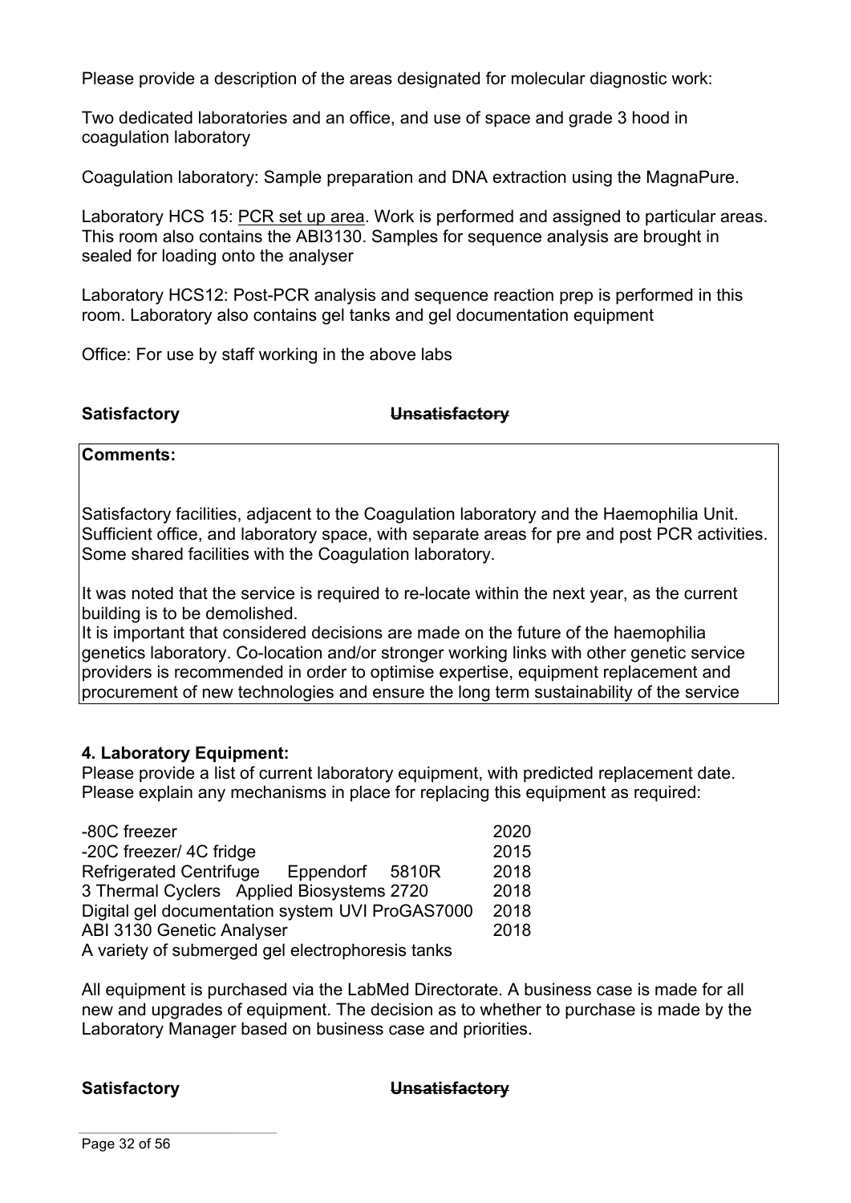Please provide a description of the areas designated for molecular diagnostic work:

Two dedicated laboratories and an office, and use of space and grade 3 hood in coagulation laboratory

Coagulation laboratory: Sample preparation and DNA extraction using the MagnaPure.

Laboratory HCS 15: PCR set up area. Work is performed and assigned to particular areas. This room also contains the ABI3130. Samples for sequence analysis are brought in sealed for loading onto the analyser

Laboratory HCS12: Post-PCR analysis and sequence reaction prep is performed in this room. Laboratory also contains gel tanks and gel documentation equipment

Office: For use by staff working in the above labs

**Satisfactory** ~~**Unsatisfactory**~~

**Comments:**

Satisfactory facilities, adjacent to the Coagulation laboratory and the Haemophilia Unit. Sufficient office, and laboratory space, with separate areas for pre and post PCR activities. Some shared facilities with the Coagulation laboratory.

It was noted that the service is required to re-locate within the next year, as the current building is to be demolished.
It is important that considered decisions are made on the future of the haemophilia genetics laboratory. Co-location and/or stronger working links with other genetic service providers is recommended in order to optimise expertise, equipment replacement and procurement of new technologies and ensure the long term sustainability of the service

**4. Laboratory Equipment:**
Please provide a list of current laboratory equipment, with predicted replacement date. Please explain any mechanisms in place for replacing this equipment as required:

| Equipment | Replacement date |
|---|---|
| -80C freezer | 2020 |
| -20C freezer/ 4C fridge | 2015 |
| Refrigerated Centrifuge Eppendorf 5810R | 2018 |
| 3 Thermal Cyclers Applied Biosystems 2720 | 2018 |
| Digital gel documentation system UVI ProGAS7000 | 2018 |
| ABI 3130 Genetic Analyser | 2018 |
| A variety of submerged gel electrophoresis tanks | |

All equipment is purchased via the LabMed Directorate. A business case is made for all new and upgrades of equipment. The decision as to whether to purchase is made by the Laboratory Manager based on business case and priorities.

**Satisfactory** ~~**Unsatisfactory**~~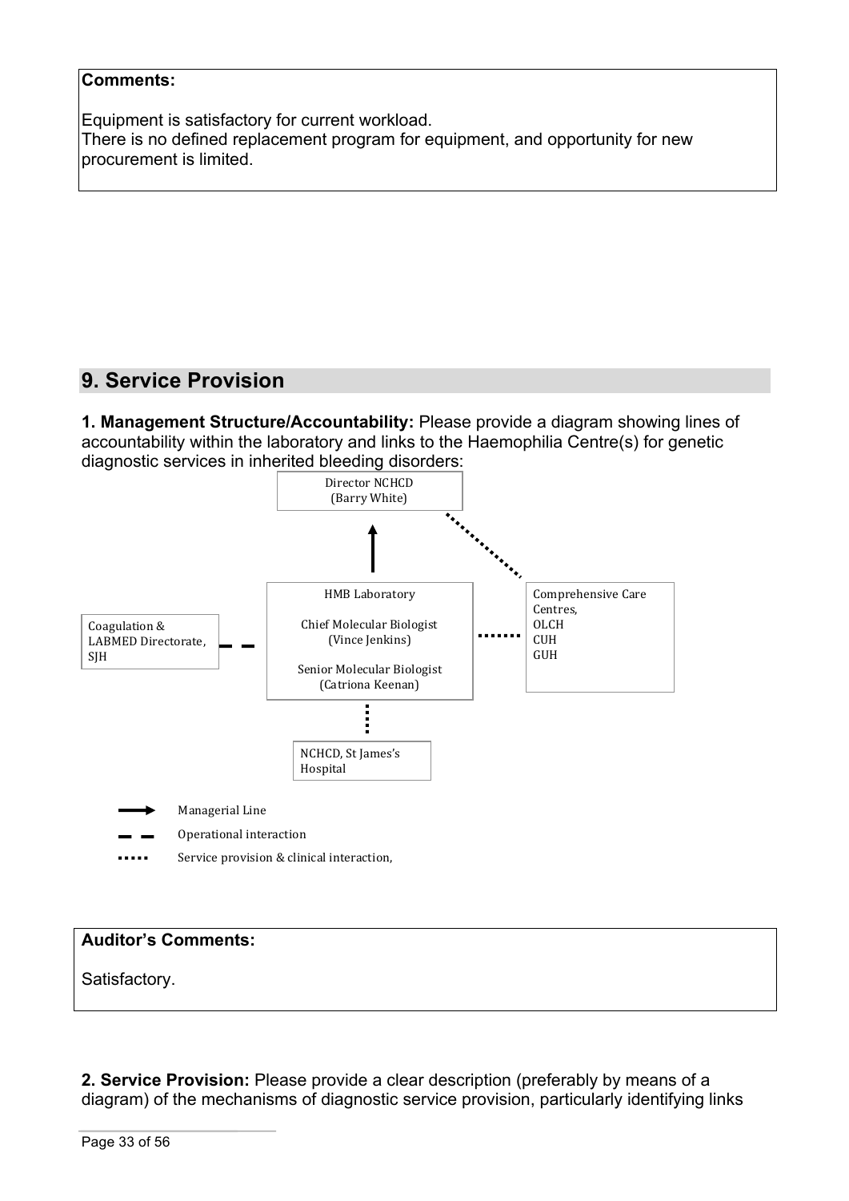**Comments:**

Equipment is satisfactory for current workload.
There is no defined replacement program for equipment, and opportunity for new procurement is limited.

## 9. Service Provision

**1. Management Structure/Accountability:** Please provide a diagram showing lines of accountability within the laboratory and links to the Haemophilia Centre(s) for genetic diagnostic services in inherited bleeding disorders:

Director NCHCD
(Barry White)

HMB Laboratory

Chief Molecular Biologist
(Vince Jenkins)

Senior Molecular Biologist
(Catriona Keenan)

Coagulation & LABMED Directorate, SJH

Comprehensive Care Centres,
OLCH
CUH
GUH

NCHCD, St James's Hospital

Managerial Line

Operational interaction

Service provision & clinical interaction,

**Auditor's Comments:**

Satisfactory.

**2. Service Provision:** Please provide a clear description (preferably by means of a diagram) of the mechanisms of diagnostic service provision, particularly identifying links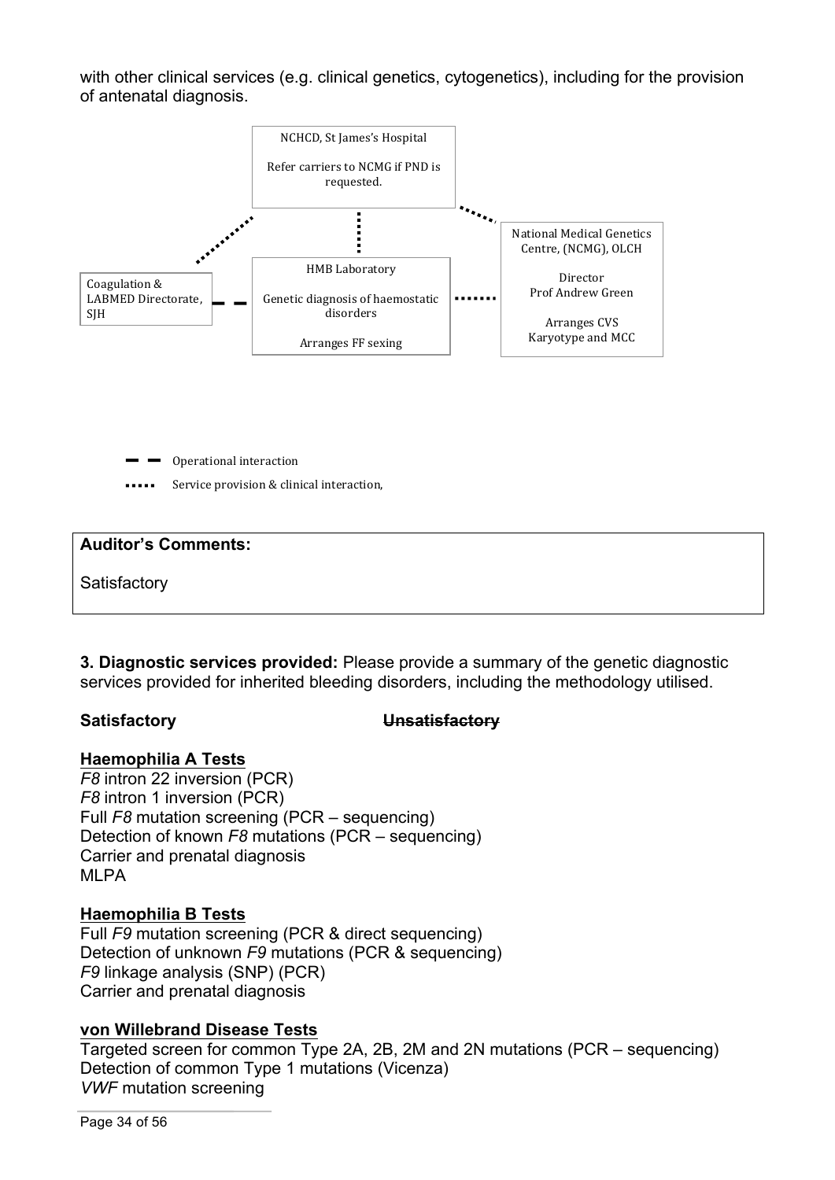with other clinical services (e.g. clinical genetics, cytogenetics), including for the provision of antenatal diagnosis.

NCHCD, St James's Hospital

Refer carriers to NCMG if PND is requested.

Coagulation & LABMED Directorate, SJH

HMB Laboratory

Genetic diagnosis of haemostatic disorders

Arranges FF sexing

National Medical Genetics Centre, (NCMG), OLCH

Director
Prof Andrew Green

Arranges CVS
Karyotype and MCC

Operational interaction

Service provision & clinical interaction,

| **Auditor's Comments:** |
|---|
| Satisfactory |

**3. Diagnostic services provided:** Please provide a summary of the genetic diagnostic services provided for inherited bleeding disorders, including the methodology utilised.

**Satisfactory** ~~**Unsatisfactory**~~

**Haemophilia A Tests**

*F8* intron 22 inversion (PCR)
*F8* intron 1 inversion (PCR)
Full *F8* mutation screening (PCR – sequencing)
Detection of known *F8* mutations (PCR – sequencing)
Carrier and prenatal diagnosis
MLPA

**Haemophilia B Tests**

Full *F9* mutation screening (PCR & direct sequencing)
Detection of unknown *F9* mutations (PCR & sequencing)
*F9* linkage analysis (SNP) (PCR)
Carrier and prenatal diagnosis

**von Willebrand Disease Tests**

Targeted screen for common Type 2A, 2B, 2M and 2N mutations (PCR – sequencing)
Detection of common Type 1 mutations (Vicenza)
*VWF* mutation screening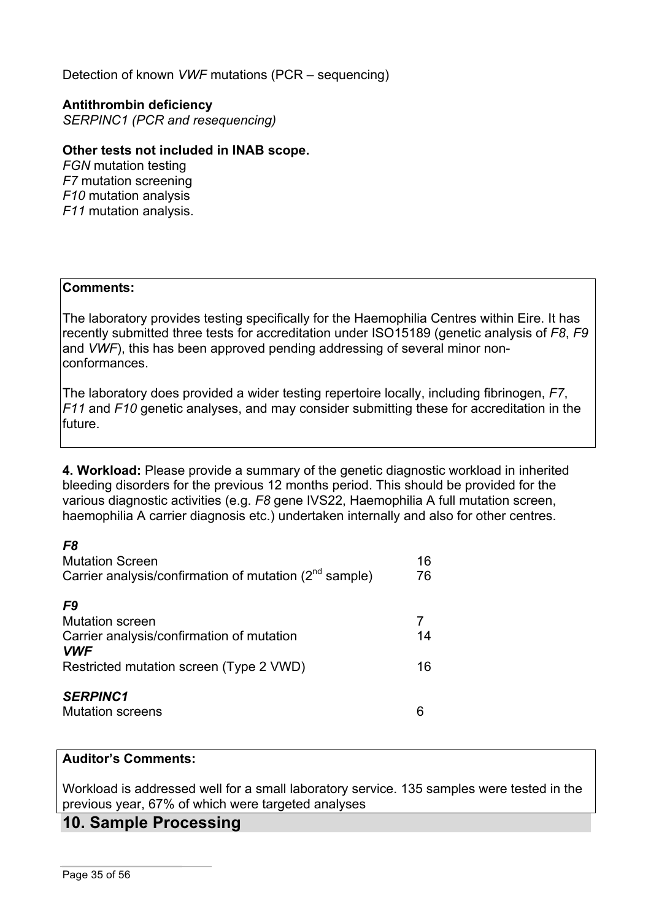Detection of known *VWF* mutations (PCR – sequencing)

**Antithrombin deficiency**
*SERPINC1 (PCR and resequencing)*

**Other tests not included in INAB scope.**
*FGN* mutation testing
*F7* mutation screening
*F10* mutation analysis
*F11* mutation analysis.

**Comments:**

The laboratory provides testing specifically for the Haemophilia Centres within Eire. It has recently submitted three tests for accreditation under ISO15189 (genetic analysis of *F8*, *F9* and *VWF*), this has been approved pending addressing of several minor non-conformances.

The laboratory does provided a wider testing repertoire locally, including fibrinogen, *F7*, *F11* and *F10* genetic analyses, and may consider submitting these for accreditation in the future.

**4. Workload:** Please provide a summary of the genetic diagnostic workload in inherited bleeding disorders for the previous 12 months period. This should be provided for the various diagnostic activities (e.g. *F8* gene IVS22, Haemophilia A full mutation screen, haemophilia A carrier diagnosis etc.) undertaken internally and also for other centres.

***F8***

| | |
|---|---|
| Mutation Screen | 16 |
| Carrier analysis/confirmation of mutation (2nd sample) | 76 |

***F9***

| | |
|---|---|
| Mutation screen | 7 |
| Carrier analysis/confirmation of mutation | 14 |

***VWF***

| | |
|---|---|
| Restricted mutation screen (Type 2 VWD) | 16 |

***SERPINC1***

| | |
|---|---|
| Mutation screens | 6 |

**Auditor's Comments:**

Workload is addressed well for a small laboratory service. 135 samples were tested in the previous year, 67% of which were targeted analyses

## 10. Sample Processing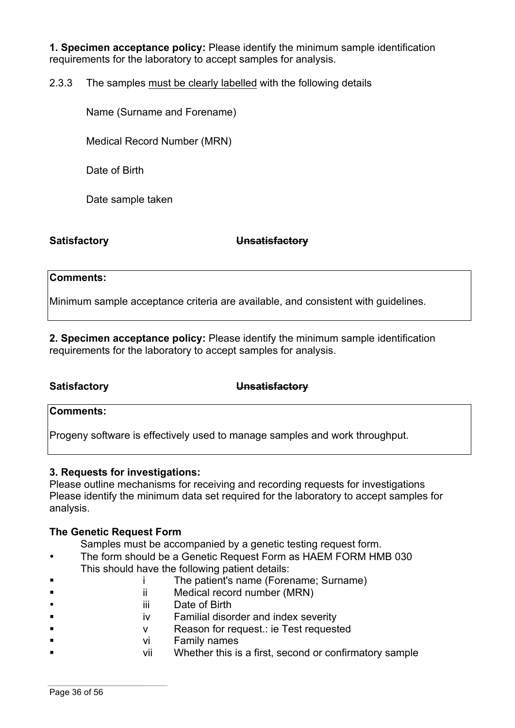**1. Specimen acceptance policy:** Please identify the minimum sample identification requirements for the laboratory to accept samples for analysis.

2.3.3 The samples must be clearly labelled with the following details

Name (Surname and Forename)

Medical Record Number (MRN)

Date of Birth

Date sample taken

**Satisfactory** ~~**Unsatisfactory**~~

| **Comments:** |
|---|
| Minimum sample acceptance criteria are available, and consistent with guidelines. |

**2. Specimen acceptance policy:** Please identify the minimum sample identification requirements for the laboratory to accept samples for analysis.

**Satisfactory** ~~**Unsatisfactory**~~

| **Comments:** |
|---|
| Progeny software is effectively used to manage samples and work throughput. |

**3. Requests for investigations:**
Please outline mechanisms for receiving and recording requests for investigations
Please identify the minimum data set required for the laboratory to accept samples for analysis.

**The Genetic Request Form**

Samples must be accompanied by a genetic testing request form.

- The form should be a Genetic Request Form as HAEM FORM HMB 030
  This should have the following patient details:
  - i The patient's name (Forename; Surname)
  - ii Medical record number (MRN)
  - iii Date of Birth
  - iv Familial disorder and index severity
  - v Reason for request.: ie Test requested
  - vi Family names
  - vii Whether this is a first, second or confirmatory sample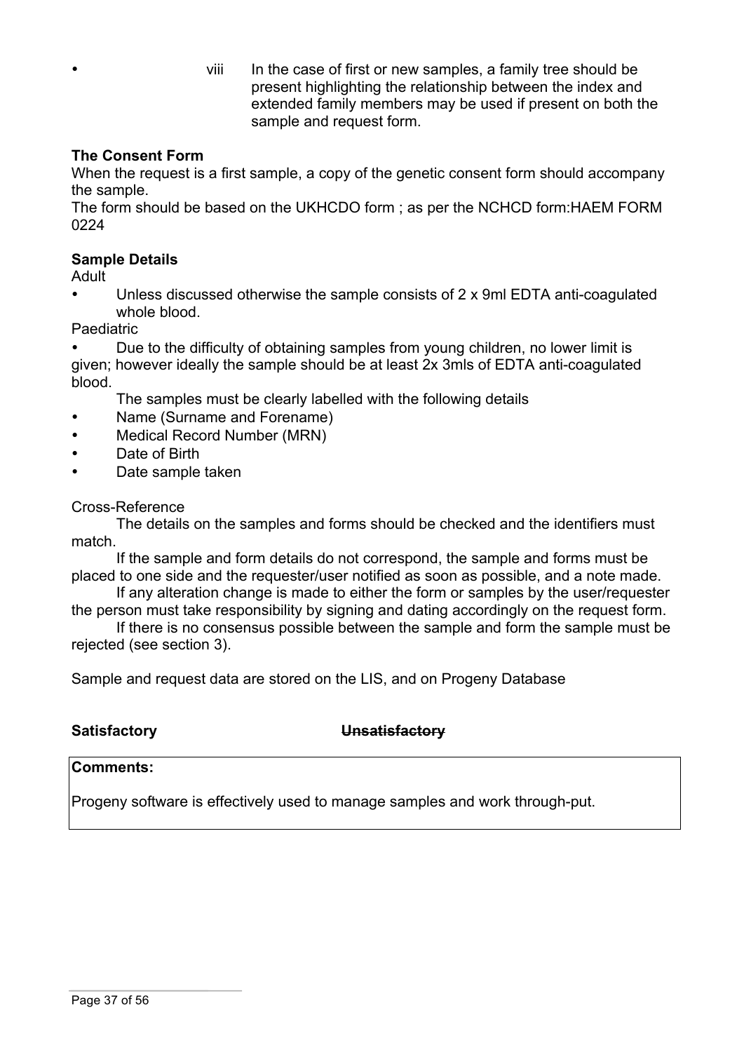- viii In the case of first or new samples, a family tree should be present highlighting the relationship between the index and extended family members may be used if present on both the sample and request form.

**The Consent Form**

When the request is a first sample, a copy of the genetic consent form should accompany the sample.

The form should be based on the UKHCDO form ; as per the NCHCD form:HAEM FORM 0224

**Sample Details**

Adult

- Unless discussed otherwise the sample consists of 2 x 9ml EDTA anti-coagulated whole blood.

Paediatric

- Due to the difficulty of obtaining samples from young children, no lower limit is given; however ideally the sample should be at least 2x 3mls of EDTA anti-coagulated blood.

The samples must be clearly labelled with the following details

- Name (Surname and Forename)
- Medical Record Number (MRN)
- Date of Birth
- Date sample taken

Cross-Reference

The details on the samples and forms should be checked and the identifiers must match.

If the sample and form details do not correspond, the sample and forms must be placed to one side and the requester/user notified as soon as possible, and a note made.

If any alteration change is made to either the form or samples by the user/requester the person must take responsibility by signing and dating accordingly on the request form.

If there is no consensus possible between the sample and form the sample must be rejected (see section 3).

Sample and request data are stored on the LIS, and on Progeny Database

**Satisfactory** **~~Unsatisfactory~~**

| **Comments:** |
| --- |
| Progeny software is effectively used to manage samples and work through-put. |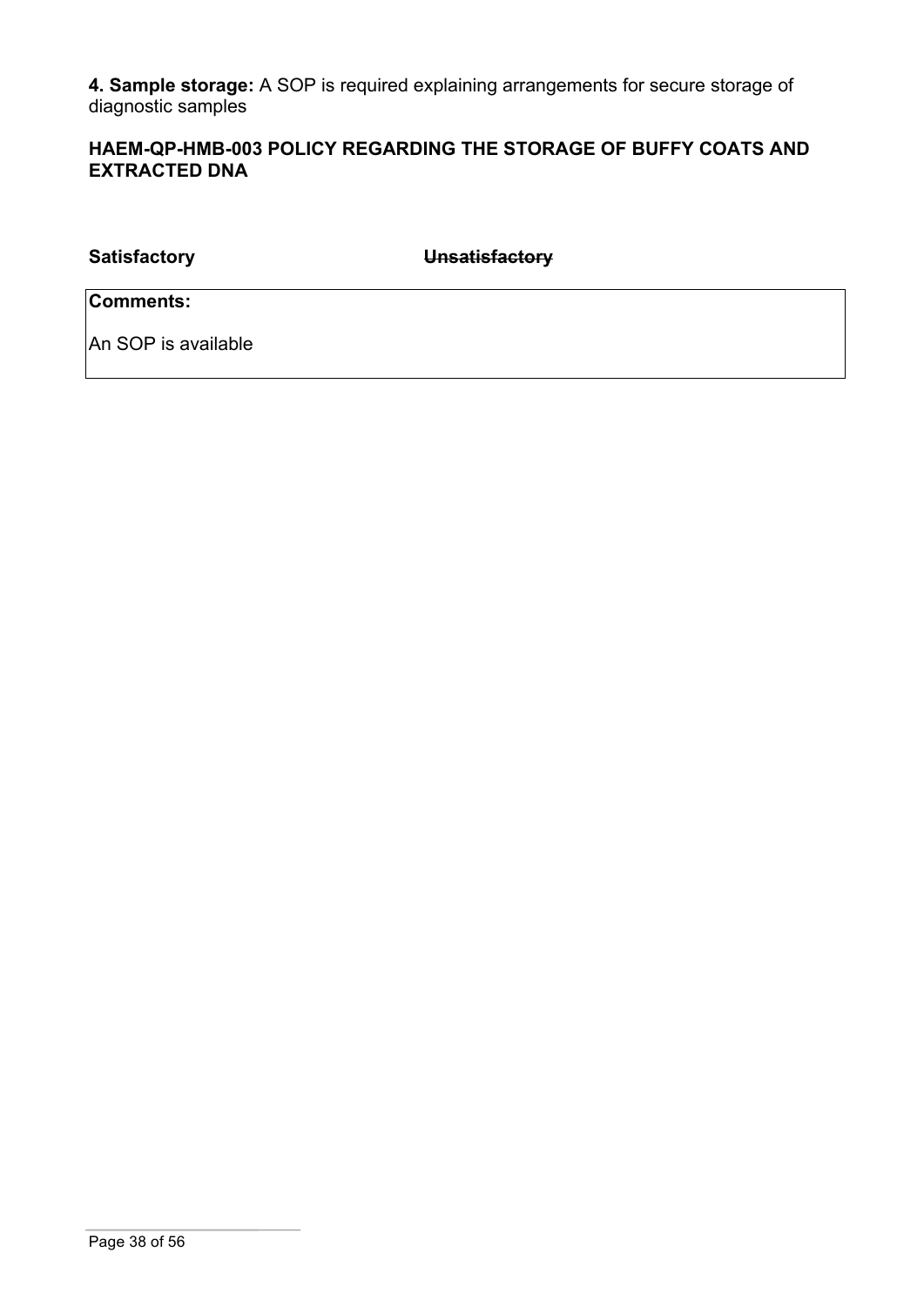**4. Sample storage:** A SOP is required explaining arrangements for secure storage of diagnostic samples

**HAEM-QP-HMB-003 POLICY REGARDING THE STORAGE OF BUFFY COATS AND EXTRACTED DNA**

**Satisfactory** ~~**Unsatisfactory**~~

| **Comments:** |
|---|
| An SOP is available |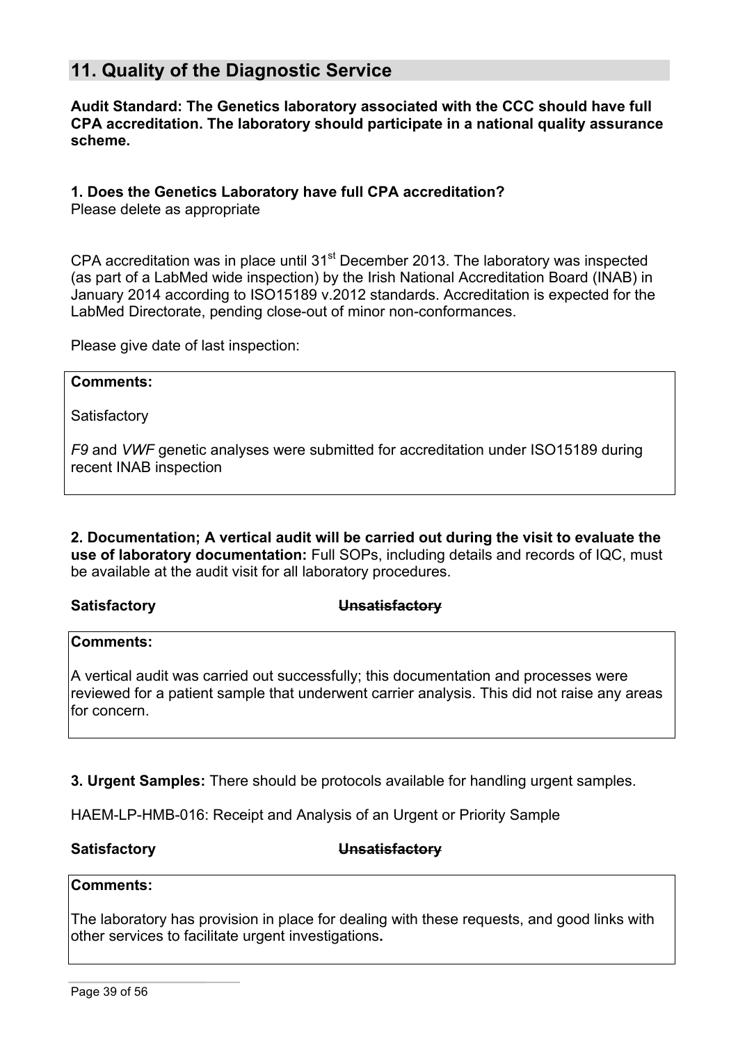## 11. Quality of the Diagnostic Service

**Audit Standard: The Genetics laboratory associated with the CCC should have full CPA accreditation. The laboratory should participate in a national quality assurance scheme.**

**1. Does the Genetics Laboratory have full CPA accreditation?**
Please delete as appropriate

CPA accreditation was in place until 31st December 2013. The laboratory was inspected (as part of a LabMed wide inspection) by the Irish National Accreditation Board (INAB) in January 2014 according to ISO15189 v.2012 standards. Accreditation is expected for the LabMed Directorate, pending close-out of minor non-conformances.

Please give date of last inspection:

**Comments:**

Satisfactory

*F9* and *VWF* genetic analyses were submitted for accreditation under ISO15189 during recent INAB inspection

**2. Documentation; A vertical audit will be carried out during the visit to evaluate the use of laboratory documentation:** Full SOPs, including details and records of IQC, must be available at the audit visit for all laboratory procedures.

**Satisfactory** ~~**Unsatisfactory**~~

**Comments:**

A vertical audit was carried out successfully; this documentation and processes were reviewed for a patient sample that underwent carrier analysis. This did not raise any areas for concern.

**3. Urgent Samples:** There should be protocols available for handling urgent samples.

HAEM-LP-HMB-016: Receipt and Analysis of an Urgent or Priority Sample

**Satisfactory** ~~**Unsatisfactory**~~

**Comments:**

The laboratory has provision in place for dealing with these requests, and good links with other services to facilitate urgent investigations**.**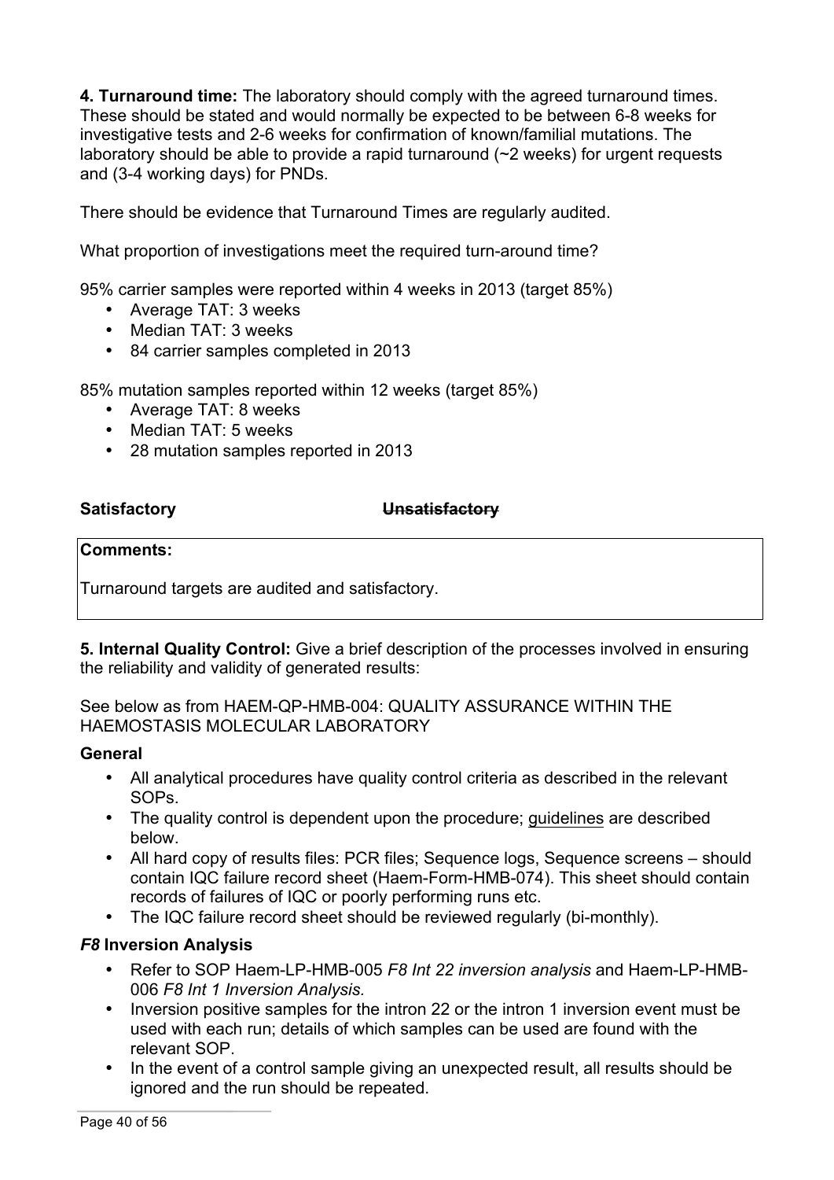**4. Turnaround time:** The laboratory should comply with the agreed turnaround times. These should be stated and would normally be expected to be between 6-8 weeks for investigative tests and 2-6 weeks for confirmation of known/familial mutations. The laboratory should be able to provide a rapid turnaround (~2 weeks) for urgent requests and (3-4 working days) for PNDs.

There should be evidence that Turnaround Times are regularly audited.

What proportion of investigations meet the required turn-around time?

95% carrier samples were reported within 4 weeks in 2013 (target 85%)

- Average TAT: 3 weeks
- Median TAT: 3 weeks
- 84 carrier samples completed in 2013

85% mutation samples reported within 12 weeks (target 85%)

- Average TAT: 8 weeks
- Median TAT: 5 weeks
- 28 mutation samples reported in 2013

**Satisfactory** ~~**Unsatisfactory**~~

**Comments:**

Turnaround targets are audited and satisfactory.

**5. Internal Quality Control:** Give a brief description of the processes involved in ensuring the reliability and validity of generated results:

See below as from HAEM-QP-HMB-004: QUALITY ASSURANCE WITHIN THE HAEMOSTASIS MOLECULAR LABORATORY

**General**

- All analytical procedures have quality control criteria as described in the relevant SOPs.
- The quality control is dependent upon the procedure; guidelines are described below.
- All hard copy of results files: PCR files; Sequence logs, Sequence screens – should contain IQC failure record sheet (Haem-Form-HMB-074). This sheet should contain records of failures of IQC or poorly performing runs etc.
- The IQC failure record sheet should be reviewed regularly (bi-monthly).

***F8* Inversion Analysis**

- Refer to SOP Haem-LP-HMB-005 *F8 Int 22 inversion analysis* and Haem-LP-HMB-006 *F8 Int 1 Inversion Analysis.*
- Inversion positive samples for the intron 22 or the intron 1 inversion event must be used with each run; details of which samples can be used are found with the relevant SOP.
- In the event of a control sample giving an unexpected result, all results should be ignored and the run should be repeated.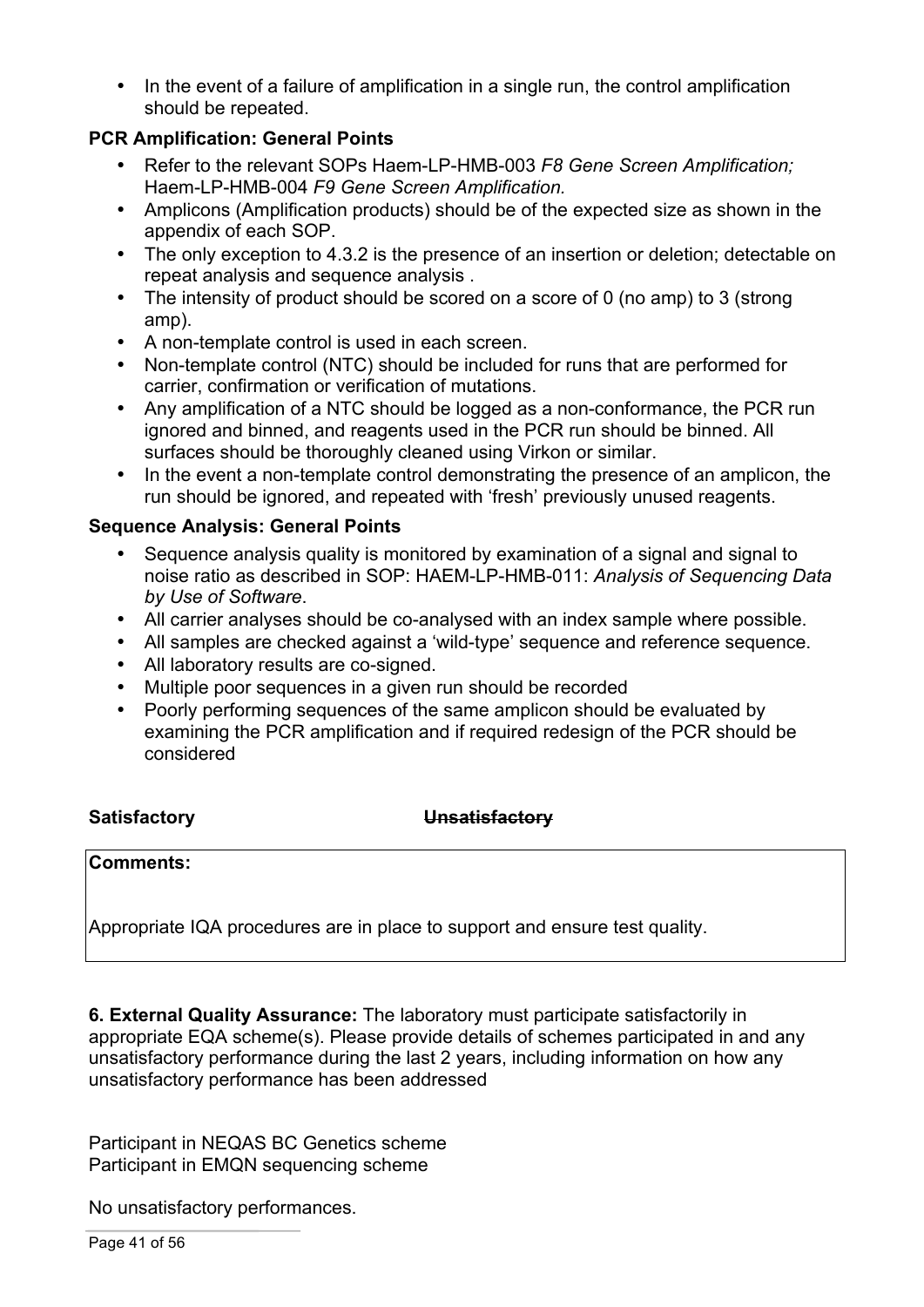- In the event of a failure of amplification in a single run, the control amplification should be repeated.

**PCR Amplification: General Points**

- Refer to the relevant SOPs Haem-LP-HMB-003 *F8 Gene Screen Amplification;* Haem-LP-HMB-004 *F9 Gene Screen Amplification.*
- Amplicons (Amplification products) should be of the expected size as shown in the appendix of each SOP.
- The only exception to 4.3.2 is the presence of an insertion or deletion; detectable on repeat analysis and sequence analysis .
- The intensity of product should be scored on a score of 0 (no amp) to 3 (strong amp).
- A non-template control is used in each screen.
- Non-template control (NTC) should be included for runs that are performed for carrier, confirmation or verification of mutations.
- Any amplification of a NTC should be logged as a non-conformance, the PCR run ignored and binned, and reagents used in the PCR run should be binned. All surfaces should be thoroughly cleaned using Virkon or similar.
- In the event a non-template control demonstrating the presence of an amplicon, the run should be ignored, and repeated with 'fresh' previously unused reagents.

**Sequence Analysis: General Points**

- Sequence analysis quality is monitored by examination of a signal and signal to noise ratio as described in SOP: HAEM-LP-HMB-011: *Analysis of Sequencing Data by Use of Software*.
- All carrier analyses should be co-analysed with an index sample where possible.
- All samples are checked against a 'wild-type' sequence and reference sequence.
- All laboratory results are co-signed.
- Multiple poor sequences in a given run should be recorded
- Poorly performing sequences of the same amplicon should be evaluated by examining the PCR amplification and if required redesign of the PCR should be considered

**Satisfactory** ~~**Unsatisfactory**~~

| **Comments:**<br><br>Appropriate IQA procedures are in place to support and ensure test quality. |
|---|

**6. External Quality Assurance:** The laboratory must participate satisfactorily in appropriate EQA scheme(s). Please provide details of schemes participated in and any unsatisfactory performance during the last 2 years, including information on how any unsatisfactory performance has been addressed

Participant in NEQAS BC Genetics scheme
Participant in EMQN sequencing scheme

No unsatisfactory performances.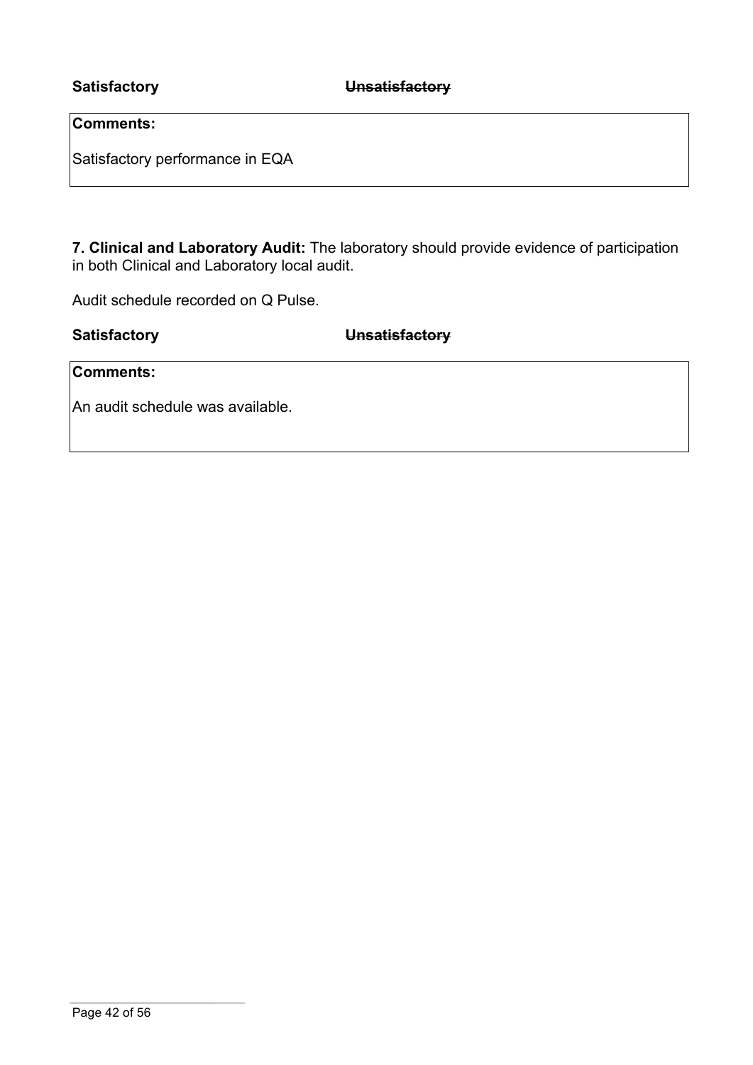**Satisfactory** ~~**Unsatisfactory**~~

**Comments:**

Satisfactory performance in EQA

**7. Clinical and Laboratory Audit:** The laboratory should provide evidence of participation in both Clinical and Laboratory local audit.

Audit schedule recorded on Q Pulse.

**Satisfactory** ~~**Unsatisfactory**~~

**Comments:**

An audit schedule was available.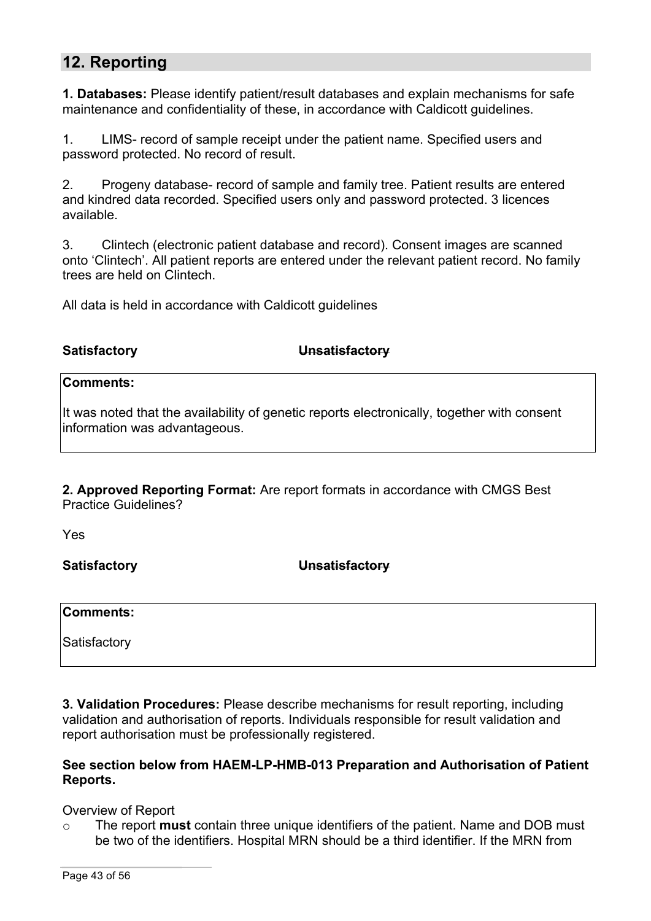## 12. Reporting

**1. Databases:** Please identify patient/result databases and explain mechanisms for safe maintenance and confidentiality of these, in accordance with Caldicott guidelines.

1. LIMS- record of sample receipt under the patient name. Specified users and password protected. No record of result.

2. Progeny database- record of sample and family tree. Patient results are entered and kindred data recorded. Specified users only and password protected. 3 licences available.

3. Clintech (electronic patient database and record). Consent images are scanned onto 'Clintech'. All patient reports are entered under the relevant patient record. No family trees are held on Clintech.

All data is held in accordance with Caldicott guidelines

**Satisfactory** ~~**Unsatisfactory**~~

| **Comments:** |
|---|
| It was noted that the availability of genetic reports electronically, together with consent information was advantageous. |

**2. Approved Reporting Format:** Are report formats in accordance with CMGS Best Practice Guidelines?

Yes

**Satisfactory** ~~**Unsatisfactory**~~

| **Comments:** |
|---|
| Satisfactory |

**3. Validation Procedures:** Please describe mechanisms for result reporting, including validation and authorisation of reports. Individuals responsible for result validation and report authorisation must be professionally registered.

**See section below from HAEM-LP-HMB-013 Preparation and Authorisation of Patient Reports.**

Overview of Report

- The report **must** contain three unique identifiers of the patient. Name and DOB must be two of the identifiers. Hospital MRN should be a third identifier. If the MRN from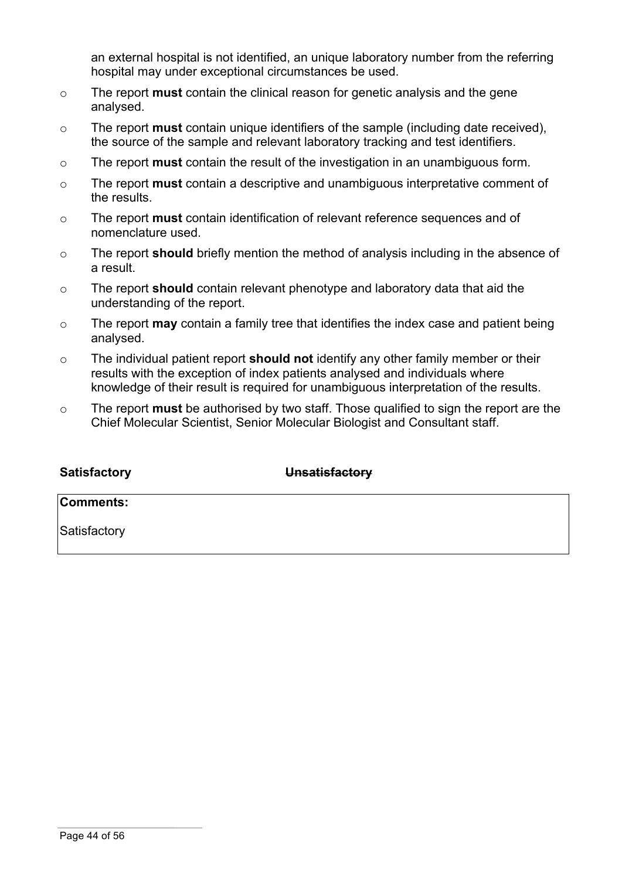an external hospital is not identified, an unique laboratory number from the referring hospital may under exceptional circumstances be used.

- The report **must** contain the clinical reason for genetic analysis and the gene analysed.
- The report **must** contain unique identifiers of the sample (including date received), the source of the sample and relevant laboratory tracking and test identifiers.
- The report **must** contain the result of the investigation in an unambiguous form.
- The report **must** contain a descriptive and unambiguous interpretative comment of the results.
- The report **must** contain identification of relevant reference sequences and of nomenclature used.
- The report **should** briefly mention the method of analysis including in the absence of a result.
- The report **should** contain relevant phenotype and laboratory data that aid the understanding of the report.
- The report **may** contain a family tree that identifies the index case and patient being analysed.
- The individual patient report **should not** identify any other family member or their results with the exception of index patients analysed and individuals where knowledge of their result is required for unambiguous interpretation of the results.
- The report **must** be authorised by two staff. Those qualified to sign the report are the Chief Molecular Scientist, Senior Molecular Biologist and Consultant staff.

**Satisfactory** ~~**Unsatisfactory**~~

| **Comments:** |
|---|
| Satisfactory |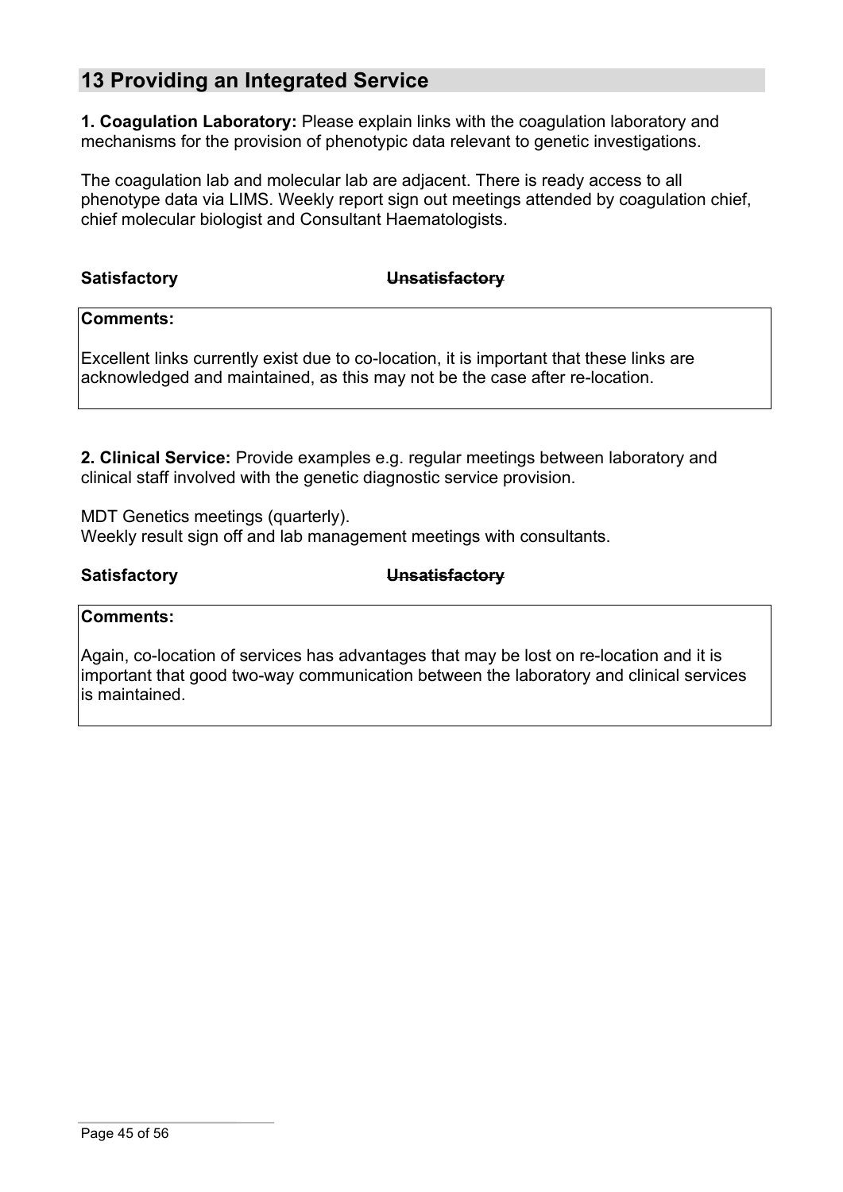## 13 Providing an Integrated Service

**1. Coagulation Laboratory:** Please explain links with the coagulation laboratory and mechanisms for the provision of phenotypic data relevant to genetic investigations.

The coagulation lab and molecular lab are adjacent. There is ready access to all phenotype data via LIMS. Weekly report sign out meetings attended by coagulation chief, chief molecular biologist and Consultant Haematologists.

**Satisfactory** ~~**Unsatisfactory**~~

**Comments:**

Excellent links currently exist due to co-location, it is important that these links are acknowledged and maintained, as this may not be the case after re-location.

**2. Clinical Service:** Provide examples e.g. regular meetings between laboratory and clinical staff involved with the genetic diagnostic service provision.

MDT Genetics meetings (quarterly).
Weekly result sign off and lab management meetings with consultants.

**Satisfactory** ~~**Unsatisfactory**~~

**Comments:**

Again, co-location of services has advantages that may be lost on re-location and it is important that good two-way communication between the laboratory and clinical services is maintained.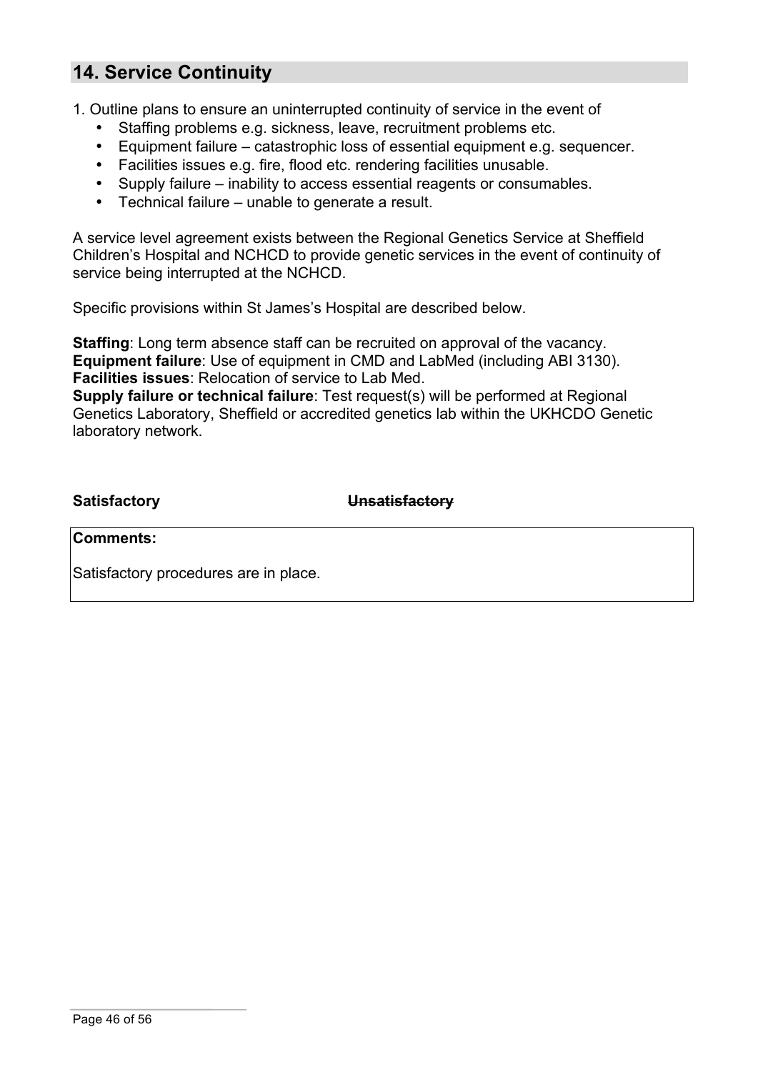## 14. Service Continuity

1. Outline plans to ensure an uninterrupted continuity of service in the event of
    - Staffing problems e.g. sickness, leave, recruitment problems etc.
    - Equipment failure – catastrophic loss of essential equipment e.g. sequencer.
    - Facilities issues e.g. fire, flood etc. rendering facilities unusable.
    - Supply failure – inability to access essential reagents or consumables.
    - Technical failure – unable to generate a result.

A service level agreement exists between the Regional Genetics Service at Sheffield Children's Hospital and NCHCD to provide genetic services in the event of continuity of service being interrupted at the NCHCD.

Specific provisions within St James's Hospital are described below.

**Staffing**: Long term absence staff can be recruited on approval of the vacancy.
**Equipment failure**: Use of equipment in CMD and LabMed (including ABI 3130).
**Facilities issues**: Relocation of service to Lab Med.
**Supply failure or technical failure**: Test request(s) will be performed at Regional Genetics Laboratory, Sheffield or accredited genetics lab within the UKHCDO Genetic laboratory network.

**Satisfactory** ~~**Unsatisfactory**~~

| **Comments:** |
| --- |
| Satisfactory procedures are in place. |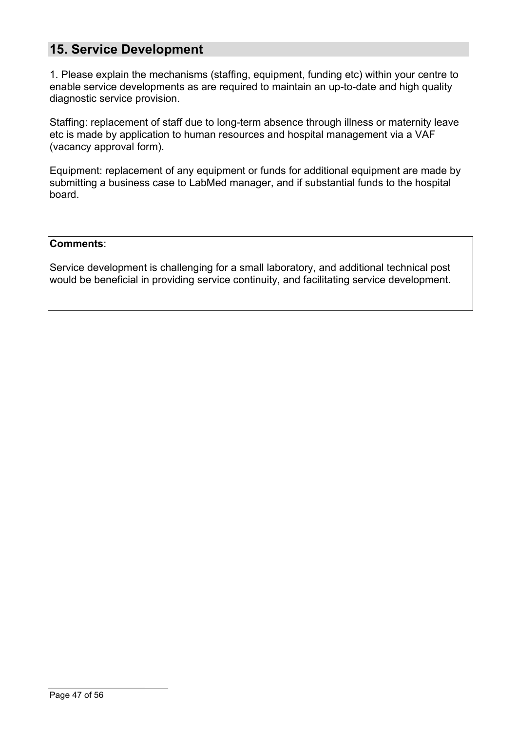## 15. Service Development

1. Please explain the mechanisms (staffing, equipment, funding etc) within your centre to enable service developments as are required to maintain an up-to-date and high quality diagnostic service provision.

Staffing: replacement of staff due to long-term absence through illness or maternity leave etc is made by application to human resources and hospital management via a VAF (vacancy approval form).

Equipment: replacement of any equipment or funds for additional equipment are made by submitting a business case to LabMed manager, and if substantial funds to the hospital board.

**Comments**:

Service development is challenging for a small laboratory, and additional technical post would be beneficial in providing service continuity, and facilitating service development.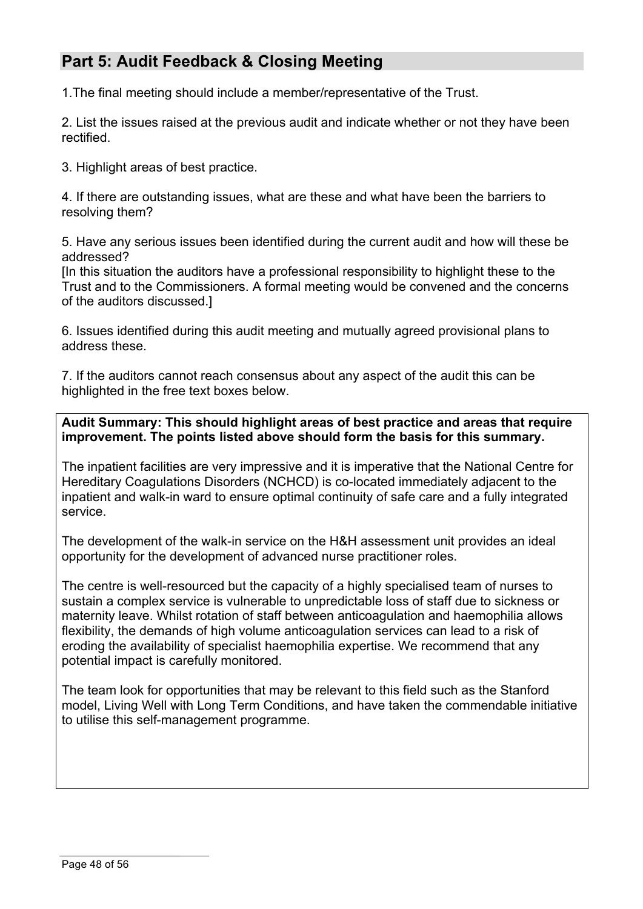## Part 5: Audit Feedback & Closing Meeting

1.The final meeting should include a member/representative of the Trust.

2. List the issues raised at the previous audit and indicate whether or not they have been rectified.

3. Highlight areas of best practice.

4. If there are outstanding issues, what are these and what have been the barriers to resolving them?

5. Have any serious issues been identified during the current audit and how will these be addressed?
[In this situation the auditors have a professional responsibility to highlight these to the Trust and to the Commissioners. A formal meeting would be convened and the concerns of the auditors discussed.]

6. Issues identified during this audit meeting and mutually agreed provisional plans to address these.

7. If the auditors cannot reach consensus about any aspect of the audit this can be highlighted in the free text boxes below.

**Audit Summary: This should highlight areas of best practice and areas that require improvement. The points listed above should form the basis for this summary.**

The inpatient facilities are very impressive and it is imperative that the National Centre for Hereditary Coagulations Disorders (NCHCD) is co-located immediately adjacent to the inpatient and walk-in ward to ensure optimal continuity of safe care and a fully integrated service.

The development of the walk-in service on the H&H assessment unit provides an ideal opportunity for the development of advanced nurse practitioner roles.

The centre is well-resourced but the capacity of a highly specialised team of nurses to sustain a complex service is vulnerable to unpredictable loss of staff due to sickness or maternity leave. Whilst rotation of staff between anticoagulation and haemophilia allows flexibility, the demands of high volume anticoagulation services can lead to a risk of eroding the availability of specialist haemophilia expertise. We recommend that any potential impact is carefully monitored.

The team look for opportunities that may be relevant to this field such as the Stanford model, Living Well with Long Term Conditions, and have taken the commendable initiative to utilise this self-management programme.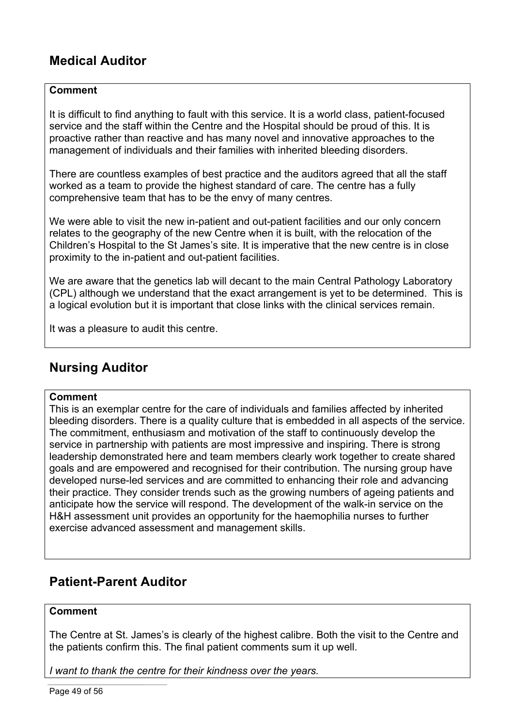## Medical Auditor

**Comment**

It is difficult to find anything to fault with this service. It is a world class, patient-focused service and the staff within the Centre and the Hospital should be proud of this. It is proactive rather than reactive and has many novel and innovative approaches to the management of individuals and their families with inherited bleeding disorders.

There are countless examples of best practice and the auditors agreed that all the staff worked as a team to provide the highest standard of care. The centre has a fully comprehensive team that has to be the envy of many centres.

We were able to visit the new in-patient and out-patient facilities and our only concern relates to the geography of the new Centre when it is built, with the relocation of the Children's Hospital to the St James's site. It is imperative that the new centre is in close proximity to the in-patient and out-patient facilities.

We are aware that the genetics lab will decant to the main Central Pathology Laboratory (CPL) although we understand that the exact arrangement is yet to be determined. This is a logical evolution but it is important that close links with the clinical services remain.

It was a pleasure to audit this centre.

## Nursing Auditor

**Comment**

This is an exemplar centre for the care of individuals and families affected by inherited bleeding disorders. There is a quality culture that is embedded in all aspects of the service. The commitment, enthusiasm and motivation of the staff to continuously develop the service in partnership with patients are most impressive and inspiring. There is strong leadership demonstrated here and team members clearly work together to create shared goals and are empowered and recognised for their contribution. The nursing group have developed nurse-led services and are committed to enhancing their role and advancing their practice. They consider trends such as the growing numbers of ageing patients and anticipate how the service will respond. The development of the walk-in service on the H&H assessment unit provides an opportunity for the haemophilia nurses to further exercise advanced assessment and management skills.

## Patient-Parent Auditor

**Comment**

The Centre at St. James's is clearly of the highest calibre. Both the visit to the Centre and the patients confirm this. The final patient comments sum it up well.

*I want to thank the centre for their kindness over the years.*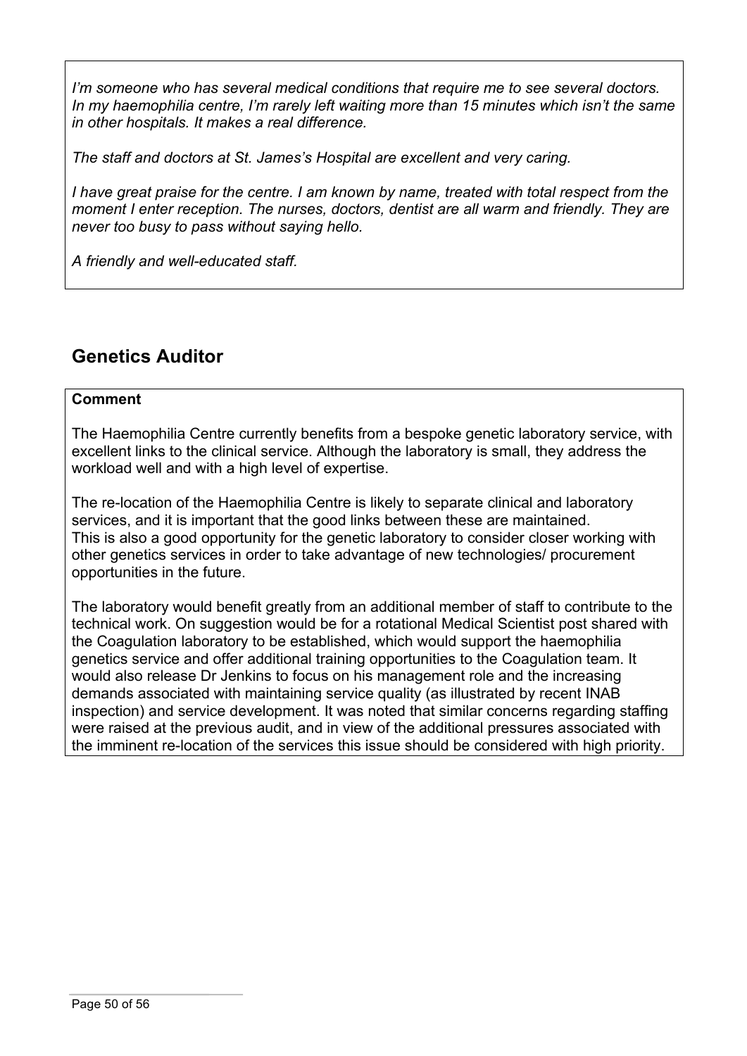*I'm someone who has several medical conditions that require me to see several doctors. In my haemophilia centre, I'm rarely left waiting more than 15 minutes which isn't the same in other hospitals. It makes a real difference.*

*The staff and doctors at St. James's Hospital are excellent and very caring.*

*I have great praise for the centre. I am known by name, treated with total respect from the moment I enter reception. The nurses, doctors, dentist are all warm and friendly. They are never too busy to pass without saying hello.*

*A friendly and well-educated staff.*

## Genetics Auditor

**Comment**

The Haemophilia Centre currently benefits from a bespoke genetic laboratory service, with excellent links to the clinical service. Although the laboratory is small, they address the workload well and with a high level of expertise.

The re-location of the Haemophilia Centre is likely to separate clinical and laboratory services, and it is important that the good links between these are maintained.
This is also a good opportunity for the genetic laboratory to consider closer working with other genetics services in order to take advantage of new technologies/ procurement opportunities in the future.

The laboratory would benefit greatly from an additional member of staff to contribute to the technical work. On suggestion would be for a rotational Medical Scientist post shared with the Coagulation laboratory to be established, which would support the haemophilia genetics service and offer additional training opportunities to the Coagulation team. It would also release Dr Jenkins to focus on his management role and the increasing demands associated with maintaining service quality (as illustrated by recent INAB inspection) and service development. It was noted that similar concerns regarding staffing were raised at the previous audit, and in view of the additional pressures associated with the imminent re-location of the services this issue should be considered with high priority.